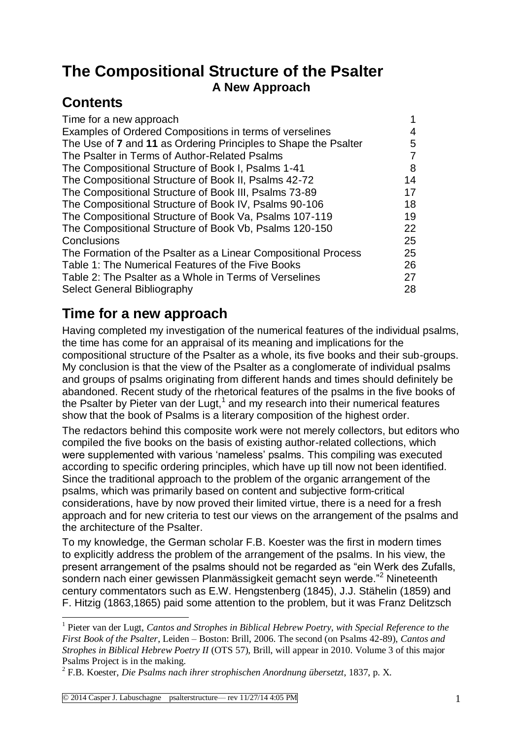# The Compositional Structure of the Psalter

### A New Approach

## Contents

| | |
|---|---|
| Time for a new approach | 1 |
| Examples of Ordered Compositions in terms of verselines | 4 |
| The Use of **7** and **11** as Ordering Principles to Shape the Psalter | 5 |
| The Psalter in Terms of Author-Related Psalms | 7 |
| The Compositional Structure of Book I, Psalms 1-41 | 8 |
| The Compositional Structure of Book II, Psalms 42-72 | 14 |
| The Compositional Structure of Book III, Psalms 73-89 | 17 |
| The Compositional Structure of Book IV, Psalms 90-106 | 18 |
| The Compositional Structure of Book Va, Psalms 107-119 | 19 |
| The Compositional Structure of Book Vb, Psalms 120-150 | 22 |
| Conclusions | 25 |
| The Formation of the Psalter as a Linear Compositional Process | 25 |
| Table 1: The Numerical Features of the Five Books | 26 |
| Table 2: The Psalter as a Whole in Terms of Verselines | 27 |
| Select General Bibliography | 28 |

## Time for a new approach

Having completed my investigation of the numerical features of the individual psalms, the time has come for an appraisal of its meaning and implications for the compositional structure of the Psalter as a whole, its five books and their sub-groups. My conclusion is that the view of the Psalter as a conglomerate of individual psalms and groups of psalms originating from different hands and times should definitely be abandoned. Recent study of the rhetorical features of the psalms in the five books of the Psalter by Pieter van der Lugt,[1] and my research into their numerical features show that the book of Psalms is a literary composition of the highest order.

The redactors behind this composite work were not merely collectors, but editors who compiled the five books on the basis of existing author-related collections, which were supplemented with various 'nameless' psalms. This compiling was executed according to specific ordering principles, which have up till now not been identified. Since the traditional approach to the problem of the organic arrangement of the psalms, which was primarily based on content and subjective form-critical considerations, have by now proved their limited virtue, there is a need for a fresh approach and for new criteria to test our views on the arrangement of the psalms and the architecture of the Psalter.

To my knowledge, the German scholar F.B. Koester was the first in modern times to explicitly address the problem of the arrangement of the psalms. In his view, the present arrangement of the psalms should not be regarded as "ein Werk des Zufalls, sondern nach einer gewissen Planmässigkeit gemacht seyn werde."[2] Nineteenth century commentators such as E.W. Hengstenberg (1845), J.J. Stähelin (1859) and F. Hitzig (1863,1865) paid some attention to the problem, but it was Franz Delitzsch

---

[1] Pieter van der Lugt, *Cantos and Strophes in Biblical Hebrew Poetry, with Special Reference to the First Book of the Psalter*, Leiden – Boston: Brill, 2006. The second (on Psalms 42-89), *Cantos and Strophes in Biblical Hebrew Poetry II* (OTS 57), Brill, will appear in 2010. Volume 3 of this major Psalms Project is in the making.

[2] F.B. Koester, *Die Psalms nach ihrer strophischen Anordnung übersetzt*, 1837, p. X.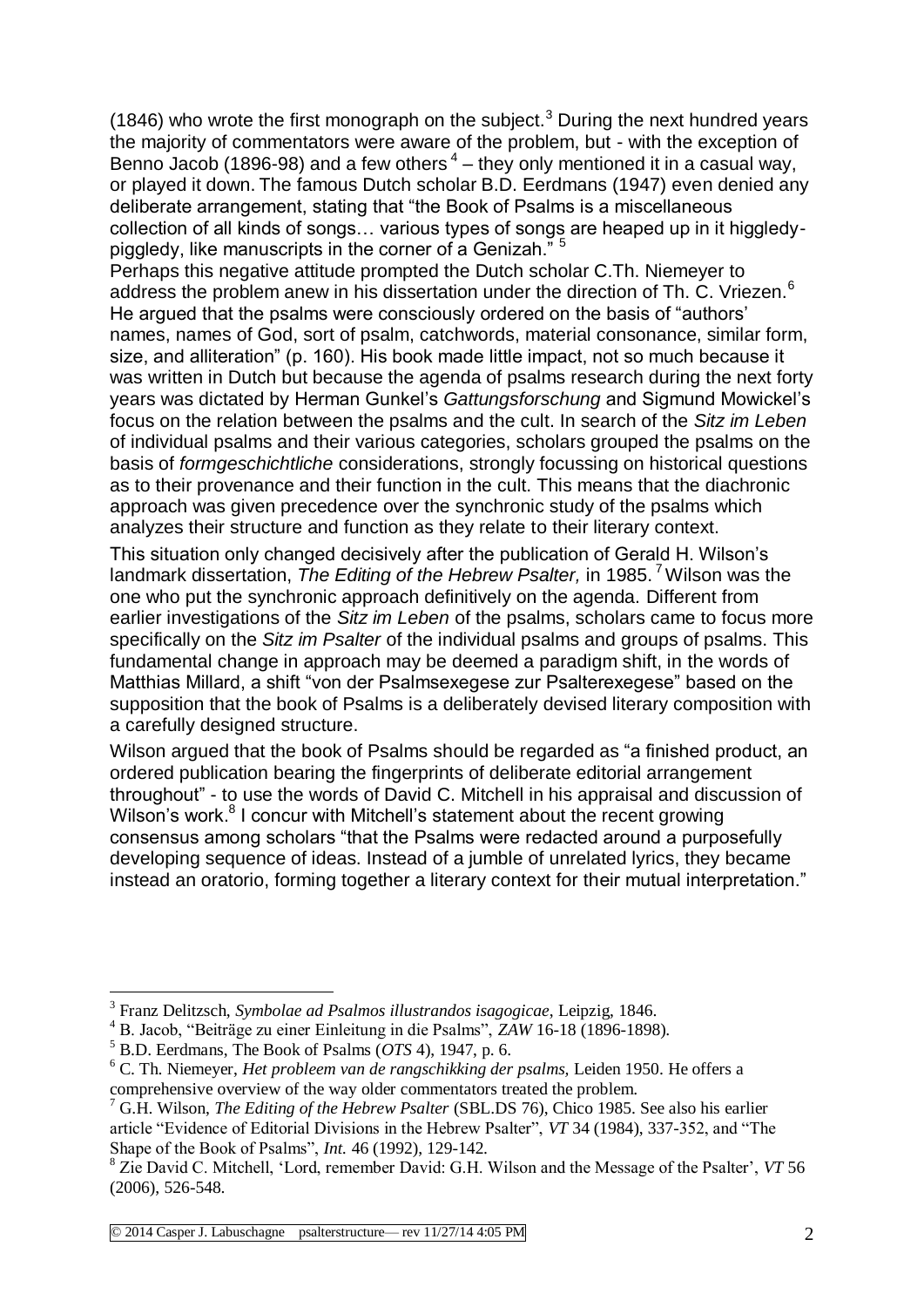(1846) who wrote the first monograph on the subject.[3] During the next hundred years the majority of commentators were aware of the problem, but - with the exception of Benno Jacob (1896-98) and a few others [4] – they only mentioned it in a casual way, or played it down. The famous Dutch scholar B.D. Eerdmans (1947) even denied any deliberate arrangement, stating that "the Book of Psalms is a miscellaneous collection of all kinds of songs… various types of songs are heaped up in it higgledy-piggledy, like manuscripts in the corner of a Genizah." [5]

Perhaps this negative attitude prompted the Dutch scholar C.Th. Niemeyer to address the problem anew in his dissertation under the direction of Th. C. Vriezen.[6] He argued that the psalms were consciously ordered on the basis of "authors' names, names of God, sort of psalm, catchwords, material consonance, similar form, size, and alliteration" (p. 160). His book made little impact, not so much because it was written in Dutch but because the agenda of psalms research during the next forty years was dictated by Herman Gunkel's *Gattungsforschung* and Sigmund Mowickel's focus on the relation between the psalms and the cult. In search of the *Sitz im Leben* of individual psalms and their various categories, scholars grouped the psalms on the basis of *formgeschichtliche* considerations, strongly focussing on historical questions as to their provenance and their function in the cult. This means that the diachronic approach was given precedence over the synchronic study of the psalms which analyzes their structure and function as they relate to their literary context.

This situation only changed decisively after the publication of Gerald H. Wilson's landmark dissertation, *The Editing of the Hebrew Psalter,* in 1985.[7] Wilson was the one who put the synchronic approach definitively on the agenda. Different from earlier investigations of the *Sitz im Leben* of the psalms, scholars came to focus more specifically on the *Sitz im Psalter* of the individual psalms and groups of psalms. This fundamental change in approach may be deemed a paradigm shift, in the words of Matthias Millard, a shift "von der Psalmsexegese zur Psalterexegese" based on the supposition that the book of Psalms is a deliberately devised literary composition with a carefully designed structure.

Wilson argued that the book of Psalms should be regarded as "a finished product, an ordered publication bearing the fingerprints of deliberate editorial arrangement throughout" - to use the words of David C. Mitchell in his appraisal and discussion of Wilson's work.[8] I concur with Mitchell's statement about the recent growing consensus among scholars "that the Psalms were redacted around a purposefully developing sequence of ideas. Instead of a jumble of unrelated lyrics, they became instead an oratorio, forming together a literary context for their mutual interpretation."

---

[3] Franz Delitzsch, *Symbolae ad Psalmos illustrandos isagogicae*, Leipzig, 1846.

[4] B. Jacob, "Beiträge zu einer Einleitung in die Psalms", *ZAW* 16-18 (1896-1898).

[5] B.D. Eerdmans, The Book of Psalms (*OTS* 4), 1947, p. 6.

[6] C. Th. Niemeyer, *Het probleem van de rangschikking der psalms,* Leiden 1950. He offers a comprehensive overview of the way older commentators treated the problem.

[7] G.H. Wilson, *The Editing of the Hebrew Psalter* (SBL.DS 76), Chico 1985. See also his earlier article "Evidence of Editorial Divisions in the Hebrew Psalter", *VT* 34 (1984), 337-352, and "The Shape of the Book of Psalms", *Int.* 46 (1992), 129-142.

[8] Zie David C. Mitchell, 'Lord, remember David: G.H. Wilson and the Message of the Psalter', *VT* 56 (2006), 526-548.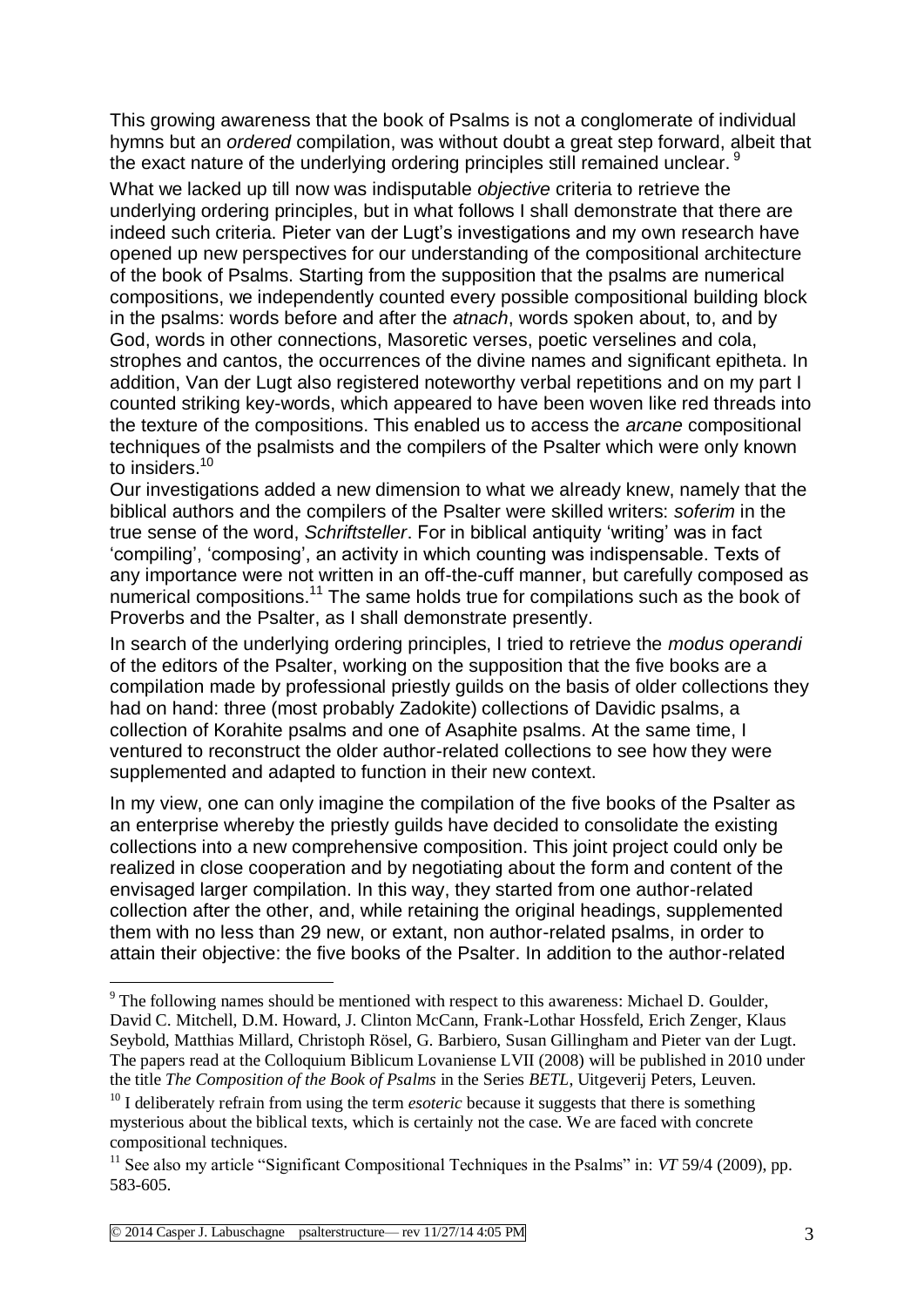This growing awareness that the book of Psalms is not a conglomerate of individual hymns but an *ordered* compilation, was without doubt a great step forward, albeit that the exact nature of the underlying ordering principles still remained unclear.[9]

What we lacked up till now was indisputable *objective* criteria to retrieve the underlying ordering principles, but in what follows I shall demonstrate that there are indeed such criteria. Pieter van der Lugt's investigations and my own research have opened up new perspectives for our understanding of the compositional architecture of the book of Psalms. Starting from the supposition that the psalms are numerical compositions, we independently counted every possible compositional building block in the psalms: words before and after the *atnach*, words spoken about, to, and by God, words in other connections, Masoretic verses, poetic verselines and cola, strophes and cantos, the occurrences of the divine names and significant epitheta. In addition, Van der Lugt also registered noteworthy verbal repetitions and on my part I counted striking key-words, which appeared to have been woven like red threads into the texture of the compositions. This enabled us to access the *arcane* compositional techniques of the psalmists and the compilers of the Psalter which were only known to insiders.[10]

Our investigations added a new dimension to what we already knew, namely that the biblical authors and the compilers of the Psalter were skilled writers: *soferim* in the true sense of the word, *Schriftsteller*. For in biblical antiquity 'writing' was in fact 'compiling', 'composing', an activity in which counting was indispensable. Texts of any importance were not written in an off-the-cuff manner, but carefully composed as numerical compositions.[11] The same holds true for compilations such as the book of Proverbs and the Psalter, as I shall demonstrate presently.

In search of the underlying ordering principles, I tried to retrieve the *modus operandi* of the editors of the Psalter, working on the supposition that the five books are a compilation made by professional priestly guilds on the basis of older collections they had on hand: three (most probably Zadokite) collections of Davidic psalms, a collection of Korahite psalms and one of Asaphite psalms. At the same time, I ventured to reconstruct the older author-related collections to see how they were supplemented and adapted to function in their new context.

In my view, one can only imagine the compilation of the five books of the Psalter as an enterprise whereby the priestly guilds have decided to consolidate the existing collections into a new comprehensive composition. This joint project could only be realized in close cooperation and by negotiating about the form and content of the envisaged larger compilation. In this way, they started from one author-related collection after the other, and, while retaining the original headings, supplemented them with no less than 29 new, or extant, non author-related psalms, in order to attain their objective: the five books of the Psalter. In addition to the author-related

---

[9] The following names should be mentioned with respect to this awareness: Michael D. Goulder, David C. Mitchell, D.M. Howard, J. Clinton McCann, Frank-Lothar Hossfeld, Erich Zenger, Klaus Seybold, Matthias Millard, Christoph Rösel, G. Barbiero, Susan Gillingham and Pieter van der Lugt. The papers read at the Colloquium Biblicum Lovaniense LVII (2008) will be published in 2010 under the title *The Composition of the Book of Psalms* in the Series *BETL*, Uitgeverij Peters, Leuven.

[10] I deliberately refrain from using the term *esoteric* because it suggests that there is something mysterious about the biblical texts, which is certainly not the case. We are faced with concrete compositional techniques.

[11] See also my article "Significant Compositional Techniques in the Psalms" in: *VT* 59/4 (2009), pp. 583-605.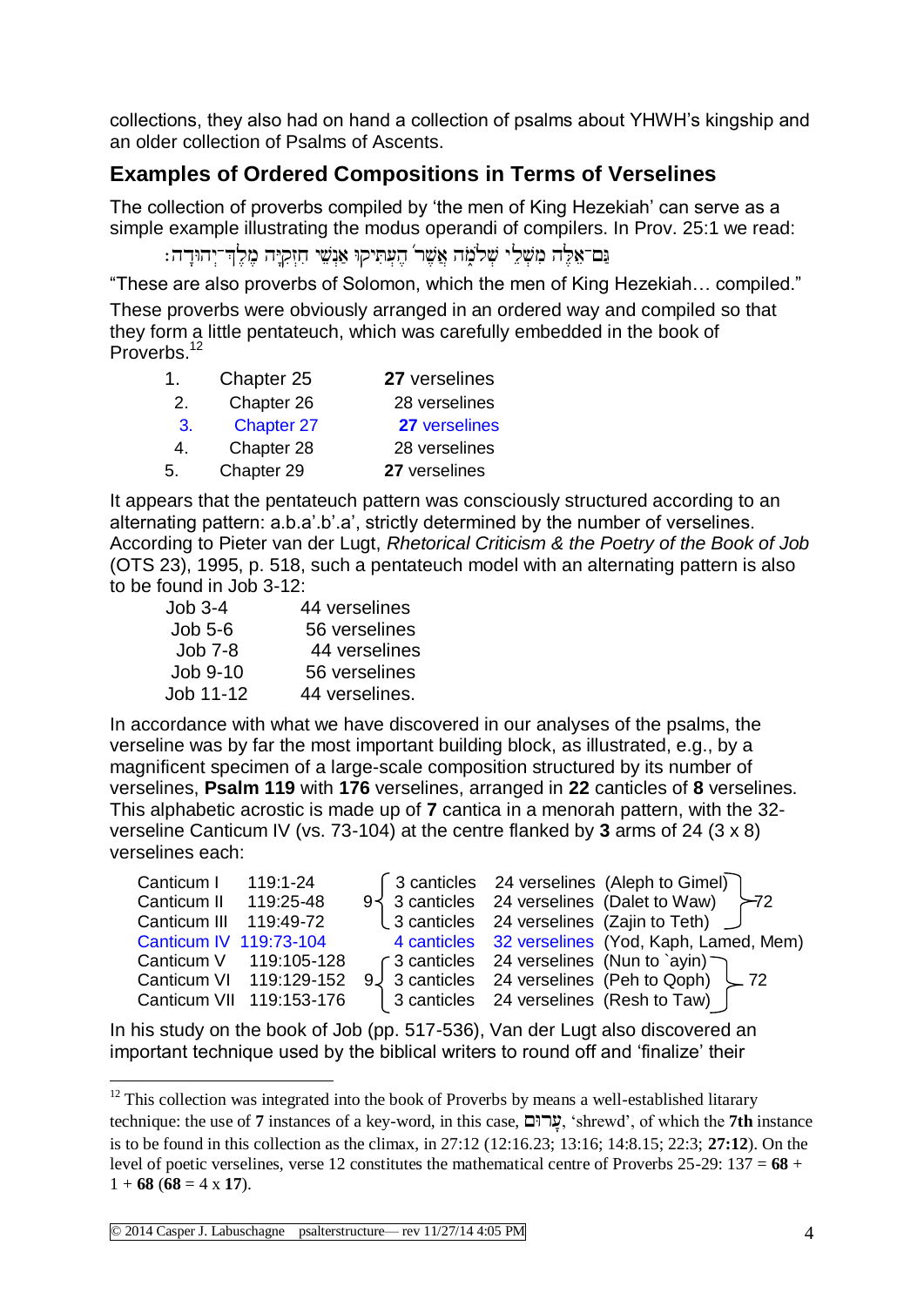collections, they also had on hand a collection of psalms about YHWH's kingship and an older collection of Psalms of Ascents.

## Examples of Ordered Compositions in Terms of Verselines

The collection of proverbs compiled by 'the men of King Hezekiah' can serve as a simple example illustrating the modus operandi of compilers. In Prov. 25:1 we read:

גַּם־אֵלֶּה מִשְׁלֵי שְׁלֹמֹה אֲשֶׁר הֶעְתִּיקוּ אַנְשֵׁי חִזְקִיָּה מֶלֶךְ־יְהוּדָה׃

"These are also proverbs of Solomon, which the men of King Hezekiah… compiled."

These proverbs were obviously arranged in an ordered way and compiled so that they form a little pentateuch, which was carefully embedded in the book of Proverbs.[12]

| | | |
|---|---|---|
| 1. | Chapter 25 | **27** verselines |
| 2. | Chapter 26 | 28 verselines |
| 3. | Chapter 27 | **27** verselines |
| 4. | Chapter 28 | 28 verselines |
| 5. | Chapter 29 | **27** verselines |

It appears that the pentateuch pattern was consciously structured according to an alternating pattern: a.b.a'.b'.a', strictly determined by the number of verselines. According to Pieter van der Lugt, *Rhetorical Criticism & the Poetry of the Book of Job* (OTS 23), 1995, p. 518, such a pentateuch model with an alternating pattern is also to be found in Job 3-12:

| | |
|---|---|
| Job 3-4 | 44 verselines |
| Job 5-6 | 56 verselines |
| Job 7-8 | 44 verselines |
| Job 9-10 | 56 verselines |
| Job 11-12 | 44 verselines. |

In accordance with what we have discovered in our analyses of the psalms, the verseline was by far the most important building block, as illustrated, e.g., by a magnificent specimen of a large-scale composition structured by its number of verselines, **Psalm 119** with **176** verselines, arranged in **22** canticles of **8** verselines. This alphabetic acrostic is made up of **7** cantica in a menorah pattern, with the 32-verseline Canticum IV (vs. 73-104) at the centre flanked by **3** arms of 24 (3 x 8) verselines each:

| | | | | | | |
|---|---|---|---|---|---|---|
| Canticum I | 119:1-24 | 9 | 3 canticles | 24 verselines | (Aleph to Gimel) | 72 |
| Canticum II | 119:25-48 | | 3 canticles | 24 verselines | (Dalet to Waw) | |
| Canticum III | 119:49-72 | | 3 canticles | 24 verselines | (Zajin to Teth) | |
| Canticum IV | 119:73-104 | | 4 canticles | 32 verselines | (Yod, Kaph, Lamed, Mem) | |
| Canticum V | 119:105-128 | 9 | 3 canticles | 24 verselines | (Nun to `ayin) | 72 |
| Canticum VI | 119:129-152 | | 3 canticles | 24 verselines | (Peh to Qoph) | |
| Canticum VII | 119:153-176 | | 3 canticles | 24 verselines | (Resh to Taw) | |

In his study on the book of Job (pp. 517-536), Van der Lugt also discovered an important technique used by the biblical writers to round off and 'finalize' their

---

[12] This collection was integrated into the book of Proverbs by means a well-established litarary technique: the use of **7** instances of a key-word, in this case, עָרוּם, 'shrewd', of which the **7th** instance is to be found in this collection as the climax, in 27:12 (12:16.23; 13:16; 14:8.15; 22:3; **27:12**). On the level of poetic verselines, verse 12 constitutes the mathematical centre of Proverbs 25-29: 137 = **68** + 1 + **68** (**68** = 4 x **17**).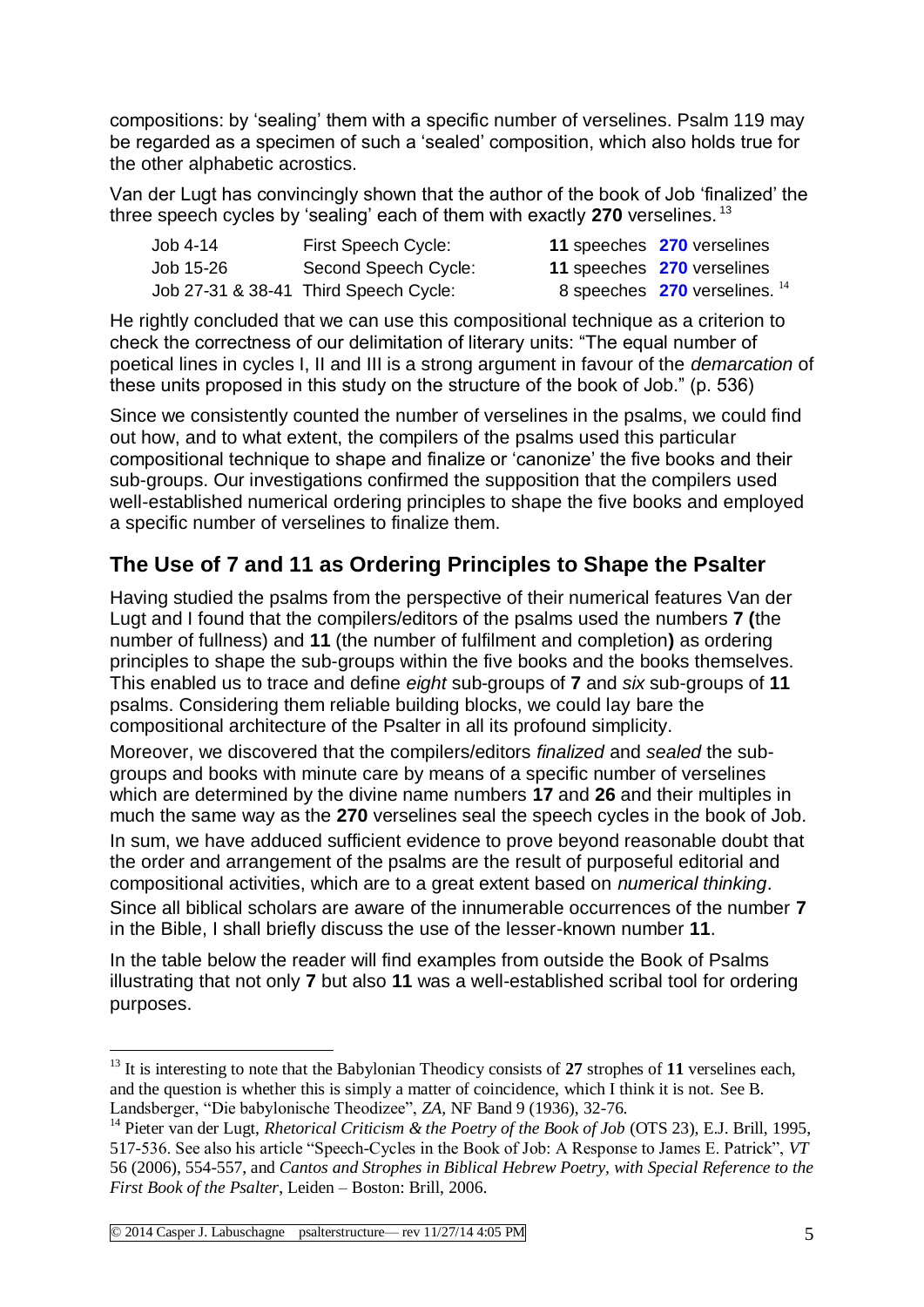compositions: by 'sealing' them with a specific number of verselines. Psalm 119 may be regarded as a specimen of such a 'sealed' composition, which also holds true for the other alphabetic acrostics.

Van der Lugt has convincingly shown that the author of the book of Job 'finalized' the three speech cycles by 'sealing' each of them with exactly **270** verselines.[13]

| | | | |
|---|---|---|---|
| Job 4-14 | First Speech Cycle: | **11** speeches | **270** verselines |
| Job 15-26 | Second Speech Cycle: | **11** speeches | **270** verselines |
| Job 27-31 & 38-41 | Third Speech Cycle: | 8 speeches | **270** verselines.[14] |

He rightly concluded that we can use this compositional technique as a criterion to check the correctness of our delimitation of literary units: "The equal number of poetical lines in cycles I, II and III is a strong argument in favour of the *demarcation* of these units proposed in this study on the structure of the book of Job." (p. 536)

Since we consistently counted the number of verselines in the psalms, we could find out how, and to what extent, the compilers of the psalms used this particular compositional technique to shape and finalize or 'canonize' the five books and their sub-groups. Our investigations confirmed the supposition that the compilers used well-established numerical ordering principles to shape the five books and employed a specific number of verselines to finalize them.

## The Use of 7 and 11 as Ordering Principles to Shape the Psalter

Having studied the psalms from the perspective of their numerical features Van der Lugt and I found that the compilers/editors of the psalms used the numbers **7 (**the number of fullness) and **11** (the number of fulfilment and completion**)** as ordering principles to shape the sub-groups within the five books and the books themselves. This enabled us to trace and define *eight* sub-groups of **7** and *six* sub-groups of **11** psalms. Considering them reliable building blocks, we could lay bare the compositional architecture of the Psalter in all its profound simplicity.

Moreover, we discovered that the compilers/editors *finalized* and *sealed* the sub-groups and books with minute care by means of a specific number of verselines which are determined by the divine name numbers **17** and **26** and their multiples in much the same way as the **270** verselines seal the speech cycles in the book of Job.

In sum, we have adduced sufficient evidence to prove beyond reasonable doubt that the order and arrangement of the psalms are the result of purposeful editorial and compositional activities, which are to a great extent based on *numerical thinking*.

Since all biblical scholars are aware of the innumerable occurrences of the number **7** in the Bible, I shall briefly discuss the use of the lesser-known number **11**.

In the table below the reader will find examples from outside the Book of Psalms illustrating that not only **7** but also **11** was a well-established scribal tool for ordering purposes.

---

[13] It is interesting to note that the Babylonian Theodicy consists of **27** strophes of **11** verselines each, and the question is whether this is simply a matter of coincidence, which I think it is not. See B. Landsberger, "Die babylonische Theodizee", *ZA*, NF Band 9 (1936), 32-76.

[14] Pieter van der Lugt, *Rhetorical Criticism & the Poetry of the Book of Job* (OTS 23), E.J. Brill, 1995, 517-536. See also his article "Speech-Cycles in the Book of Job: A Response to James E. Patrick", *VT* 56 (2006), 554-557, and *Cantos and Strophes in Biblical Hebrew Poetry, with Special Reference to the First Book of the Psalter*, Leiden – Boston: Brill, 2006.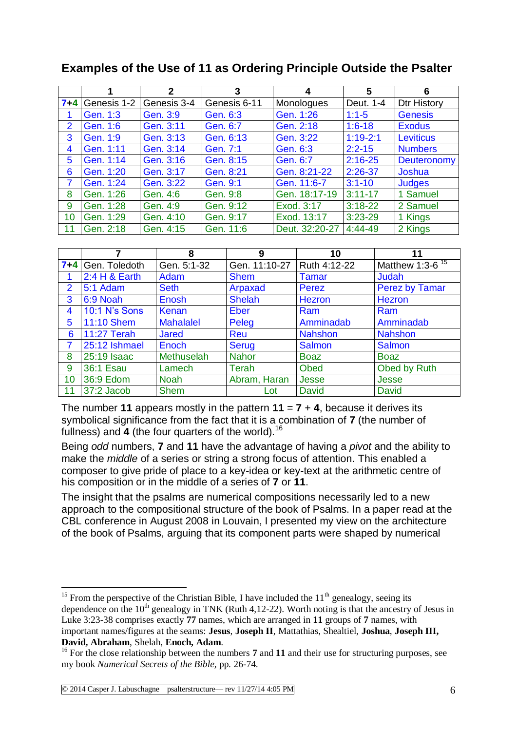## Examples of the Use of 11 as Ordering Principle Outside the Psalter

| | 1 | 2 | 3 | 4 | 5 | 6 |
|---|---|---|---|---|---|---|
| **7+4** | Genesis 1-2 | Genesis 3-4 | Genesis 6-11 | Monologues | Deut. 1-4 | Dtr History |
| 1 | Gen. 1:3 | Gen. 3:9 | Gen. 6:3 | Gen. 1:26 | 1:1-5 | Genesis |
| 2 | Gen. 1:6 | Gen. 3:11 | Gen. 6:7 | Gen. 2:18 | 1:6-18 | Exodus |
| 3 | Gen. 1:9 | Gen. 3:13 | Gen. 6:13 | Gen. 3:22 | 1:19-2:1 | Leviticus |
| 4 | Gen. 1:11 | Gen. 3:14 | Gen. 7:1 | Gen. 6:3 | 2:2-15 | Numbers |
| 5 | Gen. 1:14 | Gen. 3:16 | Gen. 8:15 | Gen. 6:7 | 2:16-25 | Deuteronomy |
| 6 | Gen. 1:20 | Gen. 3:17 | Gen. 8:21 | Gen. 8:21-22 | 2:26-37 | Joshua |
| 7 | Gen. 1:24 | Gen. 3:22 | Gen. 9:1 | Gen. 11:6-7 | 3:1-10 | Judges |
| 8 | Gen. 1:26 | Gen. 4:6 | Gen. 9:8 | Gen. 18:17-19 | 3:11-17 | 1 Samuel |
| 9 | Gen. 1:28 | Gen. 4:9 | Gen. 9:12 | Exod. 3:17 | 3:18-22 | 2 Samuel |
| 10 | Gen. 1:29 | Gen. 4:10 | Gen. 9:17 | Exod. 13:17 | 3:23-29 | 1 Kings |
| 11 | Gen. 2:18 | Gen. 4:15 | Gen. 11:6 | Deut. 32:20-27 | 4:44-49 | 2 Kings |

| | 7 | 8 | 9 | 10 | 11 |
|---|---|---|---|---|---|
| **7+4** | Gen. Toledoth | Gen. 5:1-32 | Gen. 11:10-27 | Ruth 4:12-22 | Matthew 1:3-6 [15] |
| 1 | 2:4 H & Earth | Adam | Shem | Tamar | Judah |
| 2 | 5:1 Adam | Seth | Arpaxad | Perez | Perez by Tamar |
| 3 | 6:9 Noah | Enosh | Shelah | Hezron | Hezron |
| 4 | 10:1 N's Sons | Kenan | Eber | Ram | Ram |
| 5 | 11:10 Shem | Mahalalel | Peleg | Amminadab | Amminadab |
| 6 | 11:27 Terah | Jared | Reu | Nahshon | Nahshon |
| 7 | 25:12 Ishmael | Enoch | Serug | Salmon | Salmon |
| 8 | 25:19 Isaac | Methuselah | Nahor | Boaz | Boaz |
| 9 | 36:1 Esau | Lamech | Terah | Obed | Obed by Ruth |
| 10 | 36:9 Edom | Noah | Abram, Haran | Jesse | Jesse |
| 11 | 37:2 Jacob | Shem | Lot | David | David |

The number **11** appears mostly in the pattern **11** = **7** + **4**, because it derives its symbolical significance from the fact that it is a combination of **7** (the number of fullness) and **4** (the four quarters of the world).[16]

Being *odd* numbers, **7** and **11** have the advantage of having a *pivot* and the ability to make the *middle* of a series or string a strong focus of attention. This enabled a composer to give pride of place to a key-idea or key-text at the arithmetic centre of his composition or in the middle of a series of **7** or **11**.

The insight that the psalms are numerical compositions necessarily led to a new approach to the compositional structure of the book of Psalms. In a paper read at the CBL conference in August 2008 in Louvain, I presented my view on the architecture of the book of Psalms, arguing that its component parts were shaped by numerical

---

[15] From the perspective of the Christian Bible, I have included the 11th genealogy, seeing its dependence on the 10th genealogy in TNK (Ruth 4,12-22). Worth noting is that the ancestry of Jesus in Luke 3:23-38 comprises exactly **77** names, which are arranged in **11** groups of **7** names, with important names/figures at the seams: **Jesus**, **Joseph II**, Mattathias, Shealtiel, **Joshua**, **Joseph III, David, Abraham**, Shelah, **Enoch, Adam**.

[16] For the close relationship between the numbers **7** and **11** and their use for structuring purposes, see my book *Numerical Secrets of the Bible*, pp. 26-74.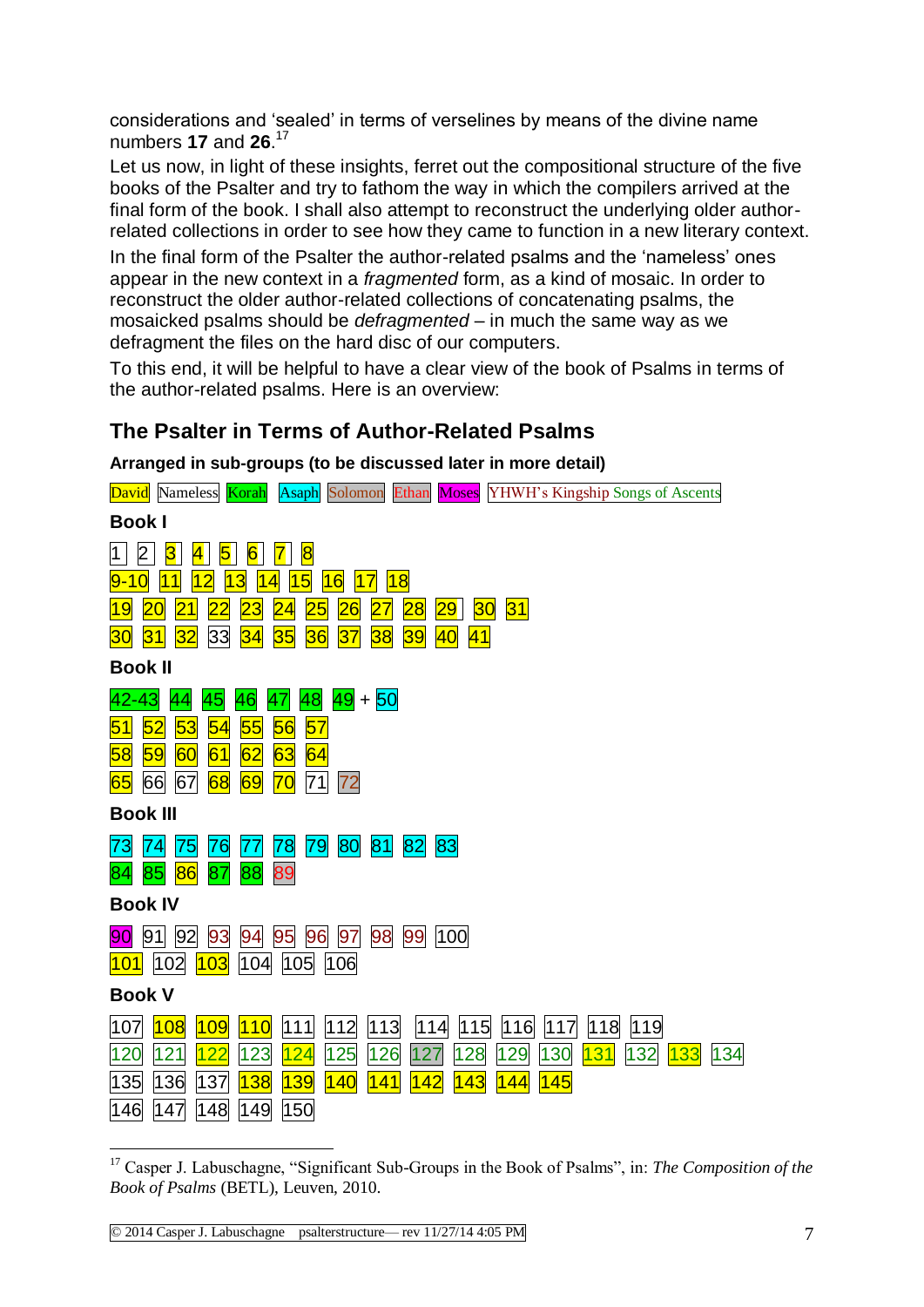considerations and 'sealed' in terms of verselines by means of the divine name numbers **17** and **26**.[17]

Let us now, in light of these insights, ferret out the compositional structure of the five books of the Psalter and try to fathom the way in which the compilers arrived at the final form of the book. I shall also attempt to reconstruct the underlying older author-related collections in order to see how they came to function in a new literary context.

In the final form of the Psalter the author-related psalms and the 'nameless' ones appear in the new context in a *fragmented* form, as a kind of mosaic. In order to reconstruct the older author-related collections of concatenating psalms, the mosaicked psalms should be *defragmented* – in much the same way as we defragment the files on the hard disc of our computers.

To this end, it will be helpful to have a clear view of the book of Psalms in terms of the author-related psalms. Here is an overview:

## The Psalter in Terms of Author-Related Psalms

**Arranged in sub-groups (to be discussed later in more detail)**

David | Nameless | Korah | Asaph | Solomon | Ethan | Moses | YHWH's Kingship Songs of Ascents

**Book I**

1 2 3 4 5 6 7 8
9-10 11 12 13 14 15 16 17 18
19 20 21 22 23 24 25 26 27 28 29 30 31
30 31 32 33 34 35 36 37 38 39 40 41

**Book II**

42-43 44 45 46 47 48 49 + 50
51 52 53 54 55 56 57
58 59 60 61 62 63 64
65 66 67 68 69 70 71 72

**Book III**

73 74 75 76 77 78 79 80 81 82 83
84 85 86 87 88 89

**Book IV**

90 91 92 93 94 95 96 97 98 99 100
101 102 103 104 105 106

**Book V**

107 108 109 110 111 112 113 114 115 116 117 118 119
120 121 122 123 124 125 126 127 128 129 130 131 132 133 134
135 136 137 138 139 140 141 142 143 144 145
146 147 148 149 150

[17] Casper J. Labuschagne, "Significant Sub-Groups in the Book of Psalms", in: *The Composition of the Book of Psalms* (BETL), Leuven, 2010.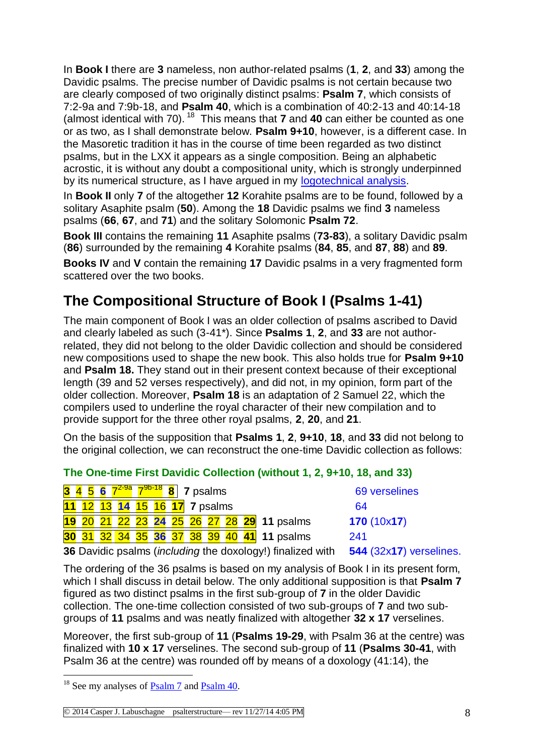In **Book I** there are **3** nameless, non author-related psalms (**1**, **2**, and **33**) among the Davidic psalms. The precise number of Davidic psalms is not certain because two are clearly composed of two originally distinct psalms: **Psalm 7**, which consists of 7:2-9a and 7:9b-18, and **Psalm 40**, which is a combination of 40:2-13 and 40:14-18 (almost identical with 70).[18] This means that **7** and **40** can either be counted as one or as two, as I shall demonstrate below. **Psalm 9+10**, however, is a different case. In the Masoretic tradition it has in the course of time been regarded as two distinct psalms, but in the LXX it appears as a single composition. Being an alphabetic acrostic, it is without any doubt a compositional unity, which is strongly underpinned by its numerical structure, as I have argued in my logotechnical analysis.

In **Book II** only **7** of the altogether **12** Korahite psalms are to be found, followed by a solitary Asaphite psalm (**50**). Among the **18** Davidic psalms we find **3** nameless psalms (**66**, **67**, and **71**) and the solitary Solomonic **Psalm 72**.

**Book III** contains the remaining **11** Asaphite psalms (**73-83**), a solitary Davidic psalm (**86**) surrounded by the remaining **4** Korahite psalms (**84**, **85**, and **87**, **88**) and **89**.

**Books IV** and **V** contain the remaining **17** Davidic psalms in a very fragmented form scattered over the two books.

## The Compositional Structure of Book I (Psalms 1-41)

The main component of Book I was an older collection of psalms ascribed to David and clearly labeled as such (3-41*). Since **Psalms 1**, **2**, and **33** are not author-related, they did not belong to the older Davidic collection and should be considered new compositions used to shape the new book. This also holds true for **Psalm 9+10** and **Psalm 18.** They stand out in their present context because of their exceptional length (39 and 52 verses respectively), and did not, in my opinion, form part of the older collection. Moreover, **Psalm 18** is an adaptation of 2 Samuel 22, which the compilers used to underline the royal character of their new compilation and to provide support for the three other royal psalms, **2**, **20**, and **21**.

On the basis of the supposition that **Psalms 1**, **2**, **9+10**, **18**, and **33** did not belong to the original collection, we can reconstruct the one-time Davidic collection as follows:

**The One-time First Davidic Collection (without 1, 2, 9+10, 18, and 33)**

| Psalms | Number | Verselines |
|---|---|---|
| **3** 4 5 **6** $7^{2\text{-}9a}$ $7^{9b\text{-}18}$ **8** | **7** psalms | 69 verselines |
| **11** 12 13 **14** 15 16 **17** | **7** psalms | 64 |
| **19** 20 21 22 23 **24** 25 26 27 28 **29** | **11** psalms | **170** (10x**17**) |
| **30** 31 32 34 35 **36** 37 38 39 40 **41** | **11** psalms | 241 |

**36** Davidic psalms (*including* the doxology!) finalized with **544** (32x**17**) verselines.

The ordering of the 36 psalms is based on my analysis of Book I in its present form, which I shall discuss in detail below. The only additional supposition is that **Psalm 7** figured as two distinct psalms in the first sub-group of **7** in the older Davidic collection. The one-time collection consisted of two sub-groups of **7** and two sub-groups of **11** psalms and was neatly finalized with altogether **32 x 17** verselines.

Moreover, the first sub-group of **11** (**Psalms 19-29**, with Psalm 36 at the centre) was finalized with **10 x 17** verselines. The second sub-group of **11** (**Psalms 30-41**, with Psalm 36 at the centre) was rounded off by means of a doxology (41:14), the

[18] See my analyses of Psalm 7 and Psalm 40.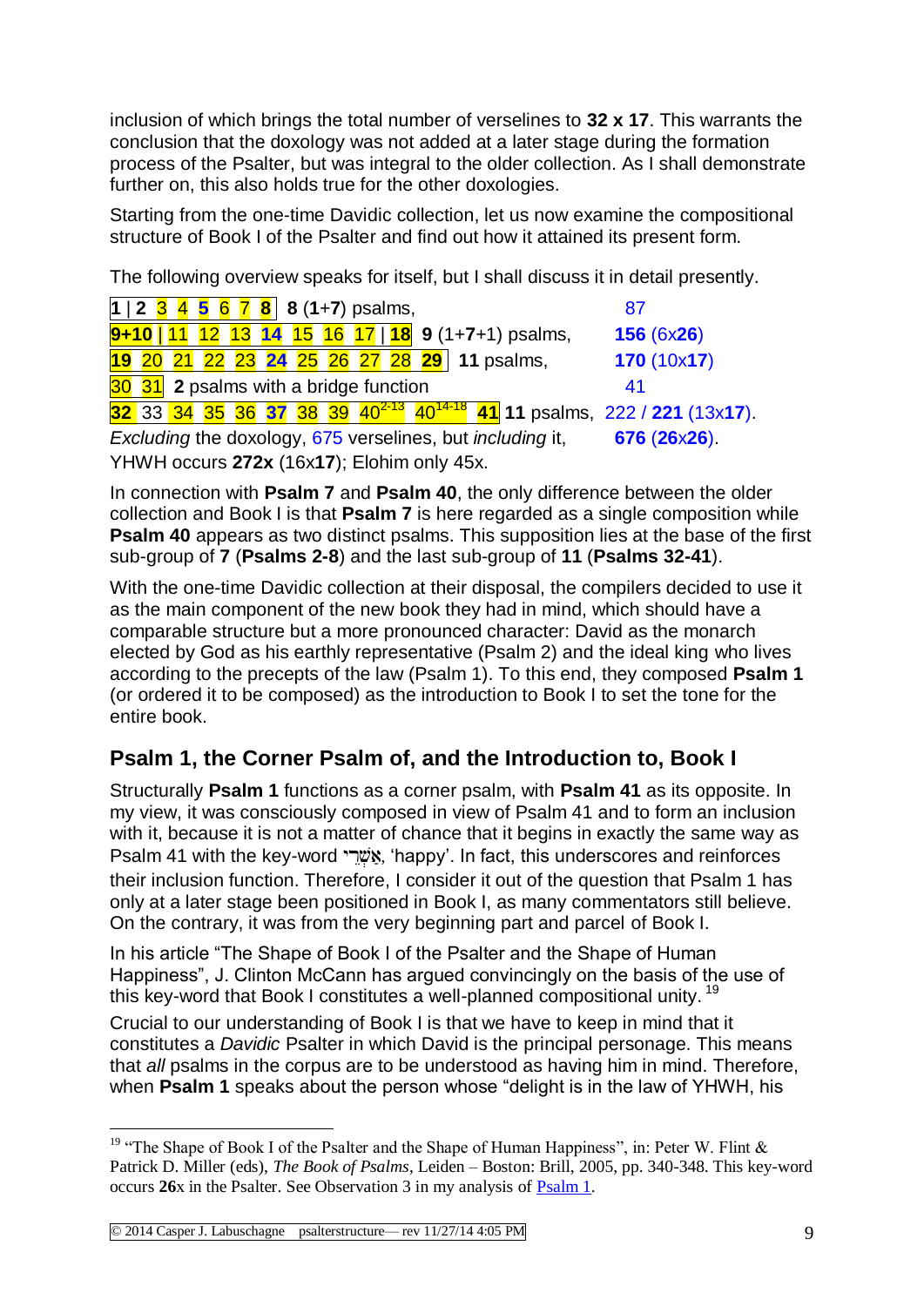inclusion of which brings the total number of verselines to **32 x 17**. This warrants the conclusion that the doxology was not added at a later stage during the formation process of the Psalter, but was integral to the older collection. As I shall demonstrate further on, this also holds true for the other doxologies.

Starting from the one-time Davidic collection, let us now examine the compositional structure of Book I of the Psalter and find out how it attained its present form.

The following overview speaks for itself, but I shall discuss it in detail presently.

| | | |
|---|---|---|
| **1** \| **2** 3 4 **5** 6 7 **8** | **8** (**1**+**7**) psalms, | 87 |
| **9+10** \| 11 12 13 **14** 15 16 17 \| **18** | **9** (1+**7**+1) psalms, | **156** (6x**26**) |
| **19** 20 21 22 23 **24** 25 26 27 28 **29** | **11** psalms, | **170** (10x**17**) |
| 30 31 | **2** psalms with a bridge function | 41 |
| **32** 33 34 35 36 **37** 38 39 $40^{2-13}$ $40^{14-18}$ **41** | **11** psalms, | 222 / **221** (13x**17**). |

*Excluding* the doxology, 675 verselines, but *including* it, **676** (**26**x**26**).
YHWH occurs **272x** (16x**17**); Elohim only 45x.

In connection with **Psalm 7** and **Psalm 40**, the only difference between the older collection and Book I is that **Psalm 7** is here regarded as a single composition while **Psalm 40** appears as two distinct psalms. This supposition lies at the base of the first sub-group of **7** (**Psalms 2-8**) and the last sub-group of **11** (**Psalms 32-41**).

With the one-time Davidic collection at their disposal, the compilers decided to use it as the main component of the new book they had in mind, which should have a comparable structure but a more pronounced character: David as the monarch elected by God as his earthly representative (Psalm 2) and the ideal king who lives according to the precepts of the law (Psalm 1). To this end, they composed **Psalm 1** (or ordered it to be composed) as the introduction to Book I to set the tone for the entire book.

## Psalm 1, the Corner Psalm of, and the Introduction to, Book I

Structurally **Psalm 1** functions as a corner psalm, with **Psalm 41** as its opposite. In my view, it was consciously composed in view of Psalm 41 and to form an inclusion with it, because it is not a matter of chance that it begins in exactly the same way as Psalm 41 with the key-word אַשְׁרֵי, 'happy'. In fact, this underscores and reinforces their inclusion function. Therefore, I consider it out of the question that Psalm 1 has only at a later stage been positioned in Book I, as many commentators still believe. On the contrary, it was from the very beginning part and parcel of Book I.

In his article "The Shape of Book I of the Psalter and the Shape of Human Happiness", J. Clinton McCann has argued convincingly on the basis of the use of this key-word that Book I constitutes a well-planned compositional unity. [19]

Crucial to our understanding of Book I is that we have to keep in mind that it constitutes a *Davidic* Psalter in which David is the principal personage. This means that *all* psalms in the corpus are to be understood as having him in mind. Therefore, when **Psalm 1** speaks about the person whose "delight is in the law of YHWH, his

---

[19] "The Shape of Book I of the Psalter and the Shape of Human Happiness", in: Peter W. Flint & Patrick D. Miller (eds), *The Book of Psalms*, Leiden – Boston: Brill, 2005, pp. 340-348. This key-word occurs **26**x in the Psalter. See Observation 3 in my analysis of Psalm 1.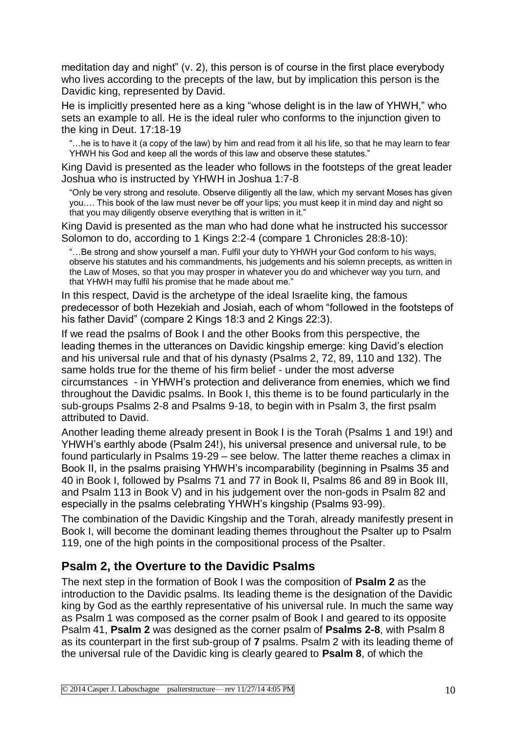meditation day and night" (v. 2), this person is of course in the first place everybody who lives according to the precepts of the law, but by implication this person is the Davidic king, represented by David.

He is implicitly presented here as a king "whose delight is in the law of YHWH," who sets an example to all. He is the ideal ruler who conforms to the injunction given to the king in Deut. 17:18-19

> "…he is to have it (a copy of the law) by him and read from it all his life, so that he may learn to fear YHWH his God and keep all the words of this law and observe these statutes."

King David is presented as the leader who follows in the footsteps of the great leader Joshua who is instructed by YHWH in Joshua 1:7-8

> "Only be very strong and resolute. Observe diligently all the law, which my servant Moses has given you…. This book of the law must never be off your lips; you must keep it in mind day and night so that you may diligently observe everything that is written in it."

King David is presented as the man who had done what he instructed his successor Solomon to do, according to 1 Kings 2:2-4 (compare 1 Chronicles 28:8-10):

> "…Be strong and show yourself a man. Fulfil your duty to YHWH your God conform to his ways, observe his statutes and his commandments, his judgements and his solemn precepts, as written in the Law of Moses, so that you may prosper in whatever you do and whichever way you turn, and that YHWH may fulfil his promise that he made about me."

In this respect, David is the archetype of the ideal Israelite king, the famous predecessor of both Hezekiah and Josiah, each of whom "followed in the footsteps of his father David" (compare 2 Kings 18:3 and 2 Kings 22:3).

If we read the psalms of Book I and the other Books from this perspective, the leading themes in the utterances on Davidic kingship emerge: king David's election and his universal rule and that of his dynasty (Psalms 2, 72, 89, 110 and 132). The same holds true for the theme of his firm belief - under the most adverse circumstances - in YHWH's protection and deliverance from enemies, which we find throughout the Davidic psalms. In Book I, this theme is to be found particularly in the sub-groups Psalms 2-8 and Psalms 9-18, to begin with in Psalm 3, the first psalm attributed to David.

Another leading theme already present in Book I is the Torah (Psalms 1 and 19!) and YHWH's earthly abode (Psalm 24!), his universal presence and universal rule, to be found particularly in Psalms 19-29 – see below. The latter theme reaches a climax in Book II, in the psalms praising YHWH's incomparability (beginning in Psalms 35 and 40 in Book I, followed by Psalms 71 and 77 in Book II, Psalms 86 and 89 in Book III, and Psalm 113 in Book V) and in his judgement over the non-gods in Psalm 82 and especially in the psalms celebrating YHWH's kingship (Psalms 93-99).

The combination of the Davidic Kingship and the Torah, already manifestly present in Book I, will become the dominant leading themes throughout the Psalter up to Psalm 119, one of the high points in the compositional process of the Psalter.

## Psalm 2, the Overture to the Davidic Psalms

The next step in the formation of Book I was the composition of **Psalm 2** as the introduction to the Davidic psalms. Its leading theme is the designation of the Davidic king by God as the earthly representative of his universal rule. In much the same way as Psalm 1 was composed as the corner psalm of Book I and geared to its opposite Psalm 41, **Psalm 2** was designed as the corner psalm of **Psalms 2-8**, with Psalm 8 as its counterpart in the first sub-group of **7** psalms. Psalm 2 with its leading theme of the universal rule of the Davidic king is clearly geared to **Psalm 8**, of which the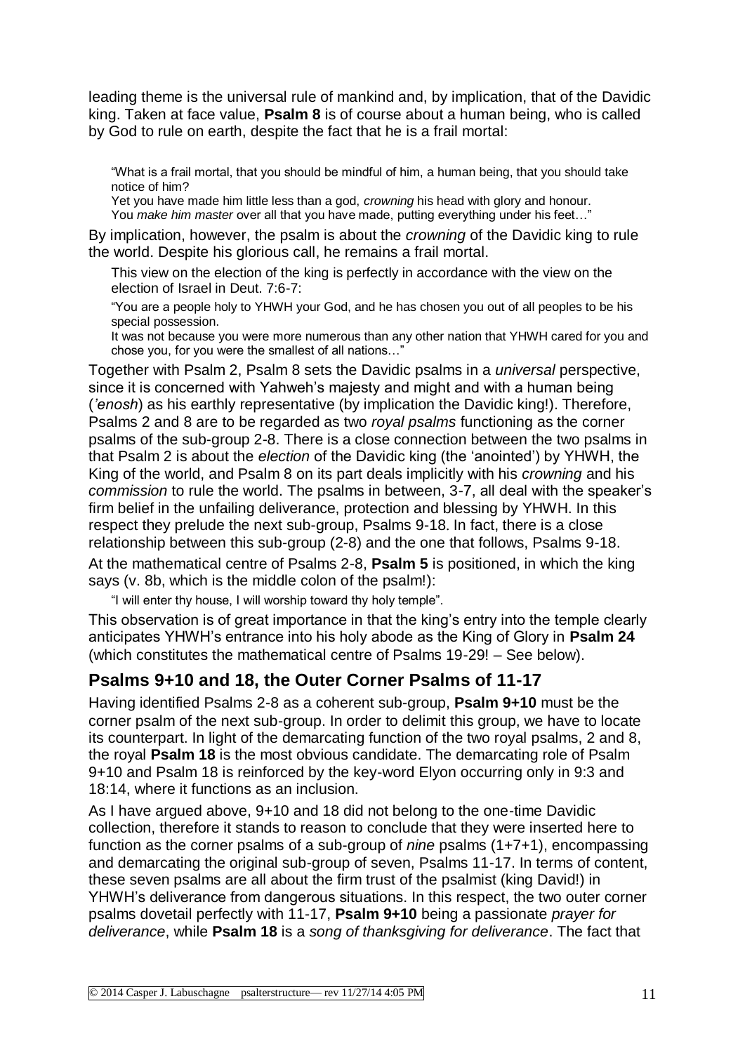leading theme is the universal rule of mankind and, by implication, that of the Davidic king. Taken at face value, **Psalm 8** is of course about a human being, who is called by God to rule on earth, despite the fact that he is a frail mortal:

> "What is a frail mortal, that you should be mindful of him, a human being, that you should take notice of him?
> Yet you have made him little less than a god, *crowning* his head with glory and honour.
> You *make him master* over all that you have made, putting everything under his feet…"

By implication, however, the psalm is about the *crowning* of the Davidic king to rule the world. Despite his glorious call, he remains a frail mortal.

> This view on the election of the king is perfectly in accordance with the view on the election of Israel in Deut. 7:6-7:
>
> "You are a people holy to YHWH your God, and he has chosen you out of all peoples to be his special possession.
> It was not because you were more numerous than any other nation that YHWH cared for you and chose you, for you were the smallest of all nations…"

Together with Psalm 2, Psalm 8 sets the Davidic psalms in a *universal* perspective, since it is concerned with Yahweh's majesty and might and with a human being (*'enosh*) as his earthly representative (by implication the Davidic king!). Therefore, Psalms 2 and 8 are to be regarded as two *royal psalms* functioning as the corner psalms of the sub-group 2-8. There is a close connection between the two psalms in that Psalm 2 is about the *election* of the Davidic king (the 'anointed') by YHWH, the King of the world, and Psalm 8 on its part deals implicitly with his *crowning* and his *commission* to rule the world. The psalms in between, 3-7, all deal with the speaker's firm belief in the unfailing deliverance, protection and blessing by YHWH. In this respect they prelude the next sub-group, Psalms 9-18. In fact, there is a close relationship between this sub-group (2-8) and the one that follows, Psalms 9-18.

At the mathematical centre of Psalms 2-8, **Psalm 5** is positioned, in which the king says (v. 8b, which is the middle colon of the psalm!):

> "I will enter thy house, I will worship toward thy holy temple".

This observation is of great importance in that the king's entry into the temple clearly anticipates YHWH's entrance into his holy abode as the King of Glory in **Psalm 24** (which constitutes the mathematical centre of Psalms 19-29! – See below).

## Psalms 9+10 and 18, the Outer Corner Psalms of 11-17

Having identified Psalms 2-8 as a coherent sub-group, **Psalm 9+10** must be the corner psalm of the next sub-group. In order to delimit this group, we have to locate its counterpart. In light of the demarcating function of the two royal psalms, 2 and 8, the royal **Psalm 18** is the most obvious candidate. The demarcating role of Psalm 9+10 and Psalm 18 is reinforced by the key-word Elyon occurring only in 9:3 and 18:14, where it functions as an inclusion.

As I have argued above, 9+10 and 18 did not belong to the one-time Davidic collection, therefore it stands to reason to conclude that they were inserted here to function as the corner psalms of a sub-group of *nine* psalms (1+7+1), encompassing and demarcating the original sub-group of seven, Psalms 11-17. In terms of content, these seven psalms are all about the firm trust of the psalmist (king David!) in YHWH's deliverance from dangerous situations. In this respect, the two outer corner psalms dovetail perfectly with 11-17, **Psalm 9+10** being a passionate *prayer for deliverance*, while **Psalm 18** is a *song of thanksgiving for deliverance*. The fact that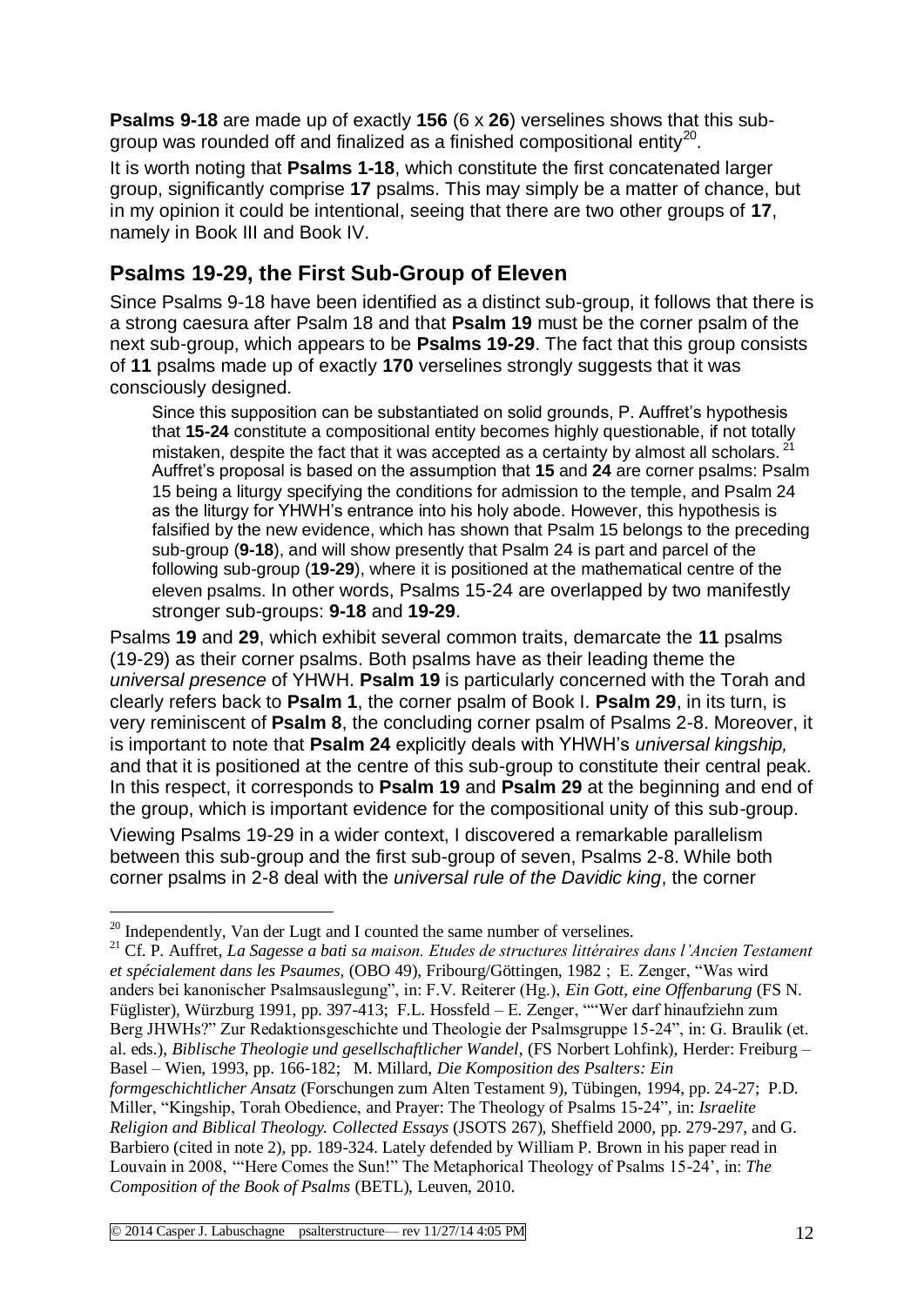**Psalms 9-18** are made up of exactly **156** (6 x **26**) verselines shows that this sub-group was rounded off and finalized as a finished compositional entity[20].

It is worth noting that **Psalms 1-18**, which constitute the first concatenated larger group, significantly comprise **17** psalms. This may simply be a matter of chance, but in my opinion it could be intentional, seeing that there are two other groups of **17**, namely in Book III and Book IV.

## Psalms 19-29, the First Sub-Group of Eleven

Since Psalms 9-18 have been identified as a distinct sub-group, it follows that there is a strong caesura after Psalm 18 and that **Psalm 19** must be the corner psalm of the next sub-group, which appears to be **Psalms 19-29**. The fact that this group consists of **11** psalms made up of exactly **170** verselines strongly suggests that it was consciously designed.

> Since this supposition can be substantiated on solid grounds, P. Auffret's hypothesis that **15-24** constitute a compositional entity becomes highly questionable, if not totally mistaken, despite the fact that it was accepted as a certainty by almost all scholars.[21] Auffret's proposal is based on the assumption that **15** and **24** are corner psalms: Psalm 15 being a liturgy specifying the conditions for admission to the temple, and Psalm 24 as the liturgy for YHWH's entrance into his holy abode. However, this hypothesis is falsified by the new evidence, which has shown that Psalm 15 belongs to the preceding sub-group (**9-18**), and will show presently that Psalm 24 is part and parcel of the following sub-group (**19-29**), where it is positioned at the mathematical centre of the eleven psalms. In other words, Psalms 15-24 are overlapped by two manifestly stronger sub-groups: **9-18** and **19-29**.

Psalms **19** and **29**, which exhibit several common traits, demarcate the **11** psalms (19-29) as their corner psalms. Both psalms have as their leading theme the *universal presence* of YHWH. **Psalm 19** is particularly concerned with the Torah and clearly refers back to **Psalm 1**, the corner psalm of Book I. **Psalm 29**, in its turn, is very reminiscent of **Psalm 8**, the concluding corner psalm of Psalms 2-8. Moreover, it is important to note that **Psalm 24** explicitly deals with YHWH's *universal kingship,* and that it is positioned at the centre of this sub-group to constitute their central peak. In this respect, it corresponds to **Psalm 19** and **Psalm 29** at the beginning and end of the group, which is important evidence for the compositional unity of this sub-group.

Viewing Psalms 19-29 in a wider context, I discovered a remarkable parallelism between this sub-group and the first sub-group of seven, Psalms 2-8. While both corner psalms in 2-8 deal with the *universal rule of the Davidic king*, the corner

---

[20] Independently, Van der Lugt and I counted the same number of verselines.

[21] Cf. P. Auffret, *La Sagesse a bati sa maison. Etudes de structures littéraires dans l'Ancien Testament et spécialement dans les Psaumes,* (OBO 49), Fribourg/Göttingen, 1982 ; E. Zenger, "Was wird anders bei kanonischer Psalmsauslegung", in: F.V. Reiterer (Hg.), *Ein Gott, eine Offenbarung* (FS N. Füglister), Würzburg 1991, pp. 397-413; F.L. Hossfeld – E. Zenger, ""Wer darf hinaufziehn zum Berg JHWHs?" Zur Redaktionsgeschichte und Theologie der Psalmsgruppe 15-24", in: G. Braulik (et. al. eds.), *Biblische Theologie und gesellschaftlicher Wandel*, (FS Norbert Lohfink), Herder: Freiburg – Basel – Wien, 1993, pp. 166-182; M. Millard, *Die Komposition des Psalters: Ein formgeschichtlicher Ansatz* (Forschungen zum Alten Testament 9), Tübingen, 1994, pp. 24-27; P.D. Miller, "Kingship, Torah Obedience, and Prayer: The Theology of Psalms 15-24", in: *Israelite Religion and Biblical Theology. Collected Essays* (JSOTS 267), Sheffield 2000, pp. 279-297, and G. Barbiero (cited in note 2), pp. 189-324. Lately defended by William P. Brown in his paper read in Louvain in 2008, '"Here Comes the Sun!" The Metaphorical Theology of Psalms 15-24', in: *The Composition of the Book of Psalms* (BETL), Leuven, 2010.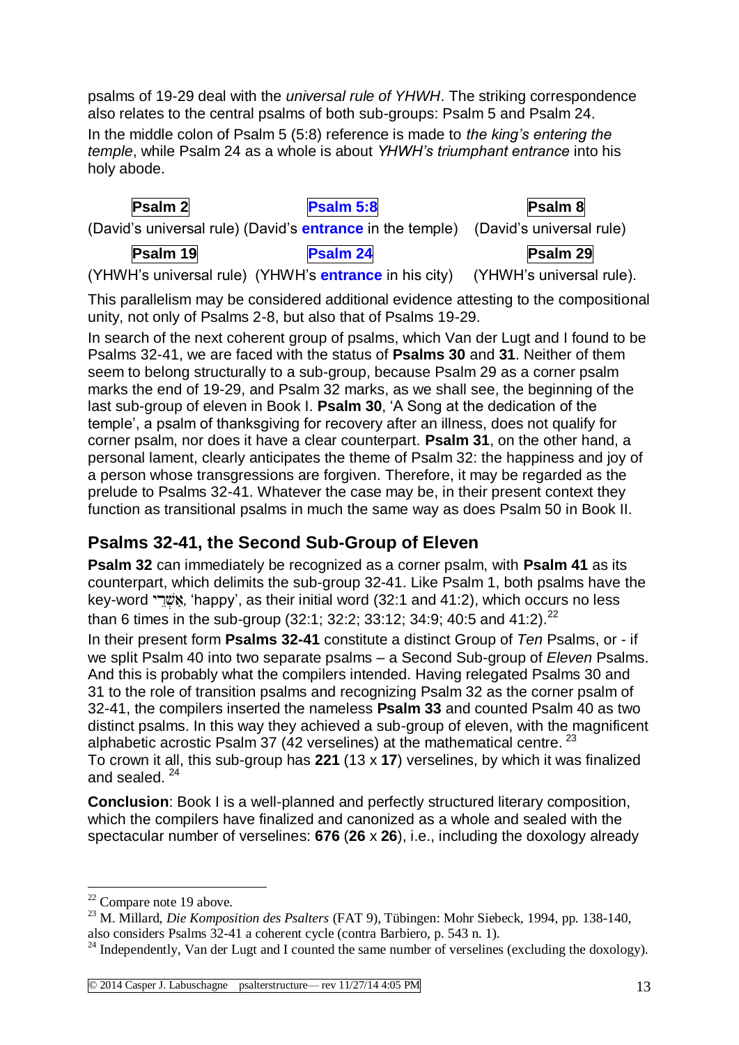psalms of 19-29 deal with the *universal rule of YHWH*. The striking correspondence also relates to the central psalms of both sub-groups: Psalm 5 and Psalm 24.

In the middle colon of Psalm 5 (5:8) reference is made to *the king's entering the temple*, while Psalm 24 as a whole is about *YHWH's triumphant entrance* into his holy abode.

| **Psalm 2** | **Psalm 5:8** | **Psalm 8** |
|---|---|---|
| (David's universal rule) | (David's **entrance** in the temple) | (David's universal rule) |
| **Psalm 19** | **Psalm 24** | **Psalm 29** |
| (YHWH's universal rule) | (YHWH's **entrance** in his city) | (YHWH's universal rule). |

This parallelism may be considered additional evidence attesting to the compositional unity, not only of Psalms 2-8, but also that of Psalms 19-29.

In search of the next coherent group of psalms, which Van der Lugt and I found to be Psalms 32-41, we are faced with the status of **Psalms 30** and **31**. Neither of them seem to belong structurally to a sub-group, because Psalm 29 as a corner psalm marks the end of 19-29, and Psalm 32 marks, as we shall see, the beginning of the last sub-group of eleven in Book I. **Psalm 30**, 'A Song at the dedication of the temple', a psalm of thanksgiving for recovery after an illness, does not qualify for corner psalm, nor does it have a clear counterpart. **Psalm 31**, on the other hand, a personal lament, clearly anticipates the theme of Psalm 32: the happiness and joy of a person whose transgressions are forgiven. Therefore, it may be regarded as the prelude to Psalms 32-41. Whatever the case may be, in their present context they function as transitional psalms in much the same way as does Psalm 50 in Book II.

## Psalms 32-41, the Second Sub-Group of Eleven

**Psalm 32** can immediately be recognized as a corner psalm, with **Psalm 41** as its counterpart, which delimits the sub-group 32-41. Like Psalm 1, both psalms have the key-word אַשְׁרֵי, 'happy', as their initial word (32:1 and 41:2), which occurs no less than 6 times in the sub-group (32:1; 32:2; 33:12; 34:9; 40:5 and 41:2).[22]

In their present form **Psalms 32-41** constitute a distinct Group of *Ten* Psalms, or - if we split Psalm 40 into two separate psalms – a Second Sub-group of *Eleven* Psalms. And this is probably what the compilers intended. Having relegated Psalms 30 and 31 to the role of transition psalms and recognizing Psalm 32 as the corner psalm of 32-41, the compilers inserted the nameless **Psalm 33** and counted Psalm 40 as two distinct psalms. In this way they achieved a sub-group of eleven, with the magnificent alphabetic acrostic Psalm 37 (42 verselines) at the mathematical centre. [23]

To crown it all, this sub-group has **221** (13 x **17**) verselines, by which it was finalized and sealed. [24]

**Conclusion**: Book I is a well-planned and perfectly structured literary composition, which the compilers have finalized and canonized as a whole and sealed with the spectacular number of verselines: **676** (**26** x **26**), i.e., including the doxology already

---

[22] Compare note 19 above.

[23] M. Millard, *Die Komposition des Psalters* (FAT 9), Tübingen: Mohr Siebeck, 1994, pp. 138-140, also considers Psalms 32-41 a coherent cycle (contra Barbiero, p. 543 n. 1).

[24] Independently, Van der Lugt and I counted the same number of verselines (excluding the doxology).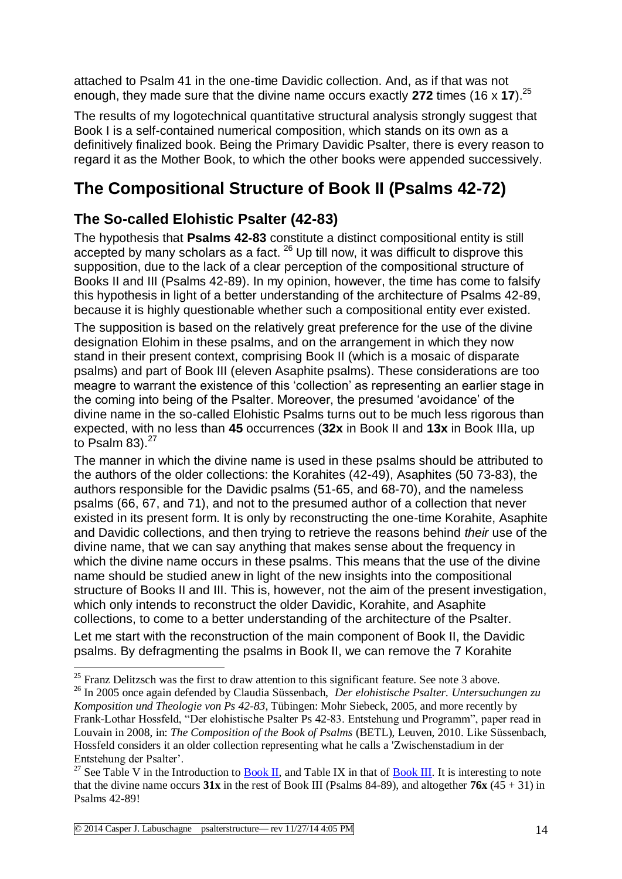attached to Psalm 41 in the one-time Davidic collection. And, as if that was not enough, they made sure that the divine name occurs exactly **272** times (16 x **17**).[25]

The results of my logotechnical quantitative structural analysis strongly suggest that Book I is a self-contained numerical composition, which stands on its own as a definitively finalized book. Being the Primary Davidic Psalter, there is every reason to regard it as the Mother Book, to which the other books were appended successively.

# The Compositional Structure of Book II (Psalms 42-72)

## The So-called Elohistic Psalter (42-83)

The hypothesis that **Psalms 42-83** constitute a distinct compositional entity is still accepted by many scholars as a fact. [26] Up till now, it was difficult to disprove this supposition, due to the lack of a clear perception of the compositional structure of Books II and III (Psalms 42-89). In my opinion, however, the time has come to falsify this hypothesis in light of a better understanding of the architecture of Psalms 42-89, because it is highly questionable whether such a compositional entity ever existed.

The supposition is based on the relatively great preference for the use of the divine designation Elohim in these psalms, and on the arrangement in which they now stand in their present context, comprising Book II (which is a mosaic of disparate psalms) and part of Book III (eleven Asaphite psalms). These considerations are too meagre to warrant the existence of this 'collection' as representing an earlier stage in the coming into being of the Psalter. Moreover, the presumed 'avoidance' of the divine name in the so-called Elohistic Psalms turns out to be much less rigorous than expected, with no less than **45** occurrences (**32x** in Book II and **13x** in Book IIIa, up to Psalm 83).[27]

The manner in which the divine name is used in these psalms should be attributed to the authors of the older collections: the Korahites (42-49), Asaphites (50 73-83), the authors responsible for the Davidic psalms (51-65, and 68-70), and the nameless psalms (66, 67, and 71), and not to the presumed author of a collection that never existed in its present form. It is only by reconstructing the one-time Korahite, Asaphite and Davidic collections, and then trying to retrieve the reasons behind *their* use of the divine name, that we can say anything that makes sense about the frequency in which the divine name occurs in these psalms. This means that the use of the divine name should be studied anew in light of the new insights into the compositional structure of Books II and III. This is, however, not the aim of the present investigation, which only intends to reconstruct the older Davidic, Korahite, and Asaphite collections, to come to a better understanding of the architecture of the Psalter.

Let me start with the reconstruction of the main component of Book II, the Davidic psalms. By defragmenting the psalms in Book II, we can remove the 7 Korahite

---

[25] Franz Delitzsch was the first to draw attention to this significant feature. See note 3 above.

[26] In 2005 once again defended by Claudia Süssenbach, *Der elohistische Psalter. Untersuchungen zu Komposition und Theologie von Ps 42-83*, Tübingen: Mohr Siebeck, 2005, and more recently by Frank-Lothar Hossfeld, "Der elohistische Psalter Ps 42-83. Entstehung und Programm", paper read in Louvain in 2008, in: *The Composition of the Book of Psalms* (BETL), Leuven, 2010. Like Süssenbach, Hossfeld considers it an older collection representing what he calls a 'Zwischenstadium in der Entstehung der Psalter'.

[27] See Table V in the Introduction to Book II, and Table IX in that of Book III. It is interesting to note that the divine name occurs **31x** in the rest of Book III (Psalms 84-89), and altogether **76x** (45 + 31) in Psalms 42-89!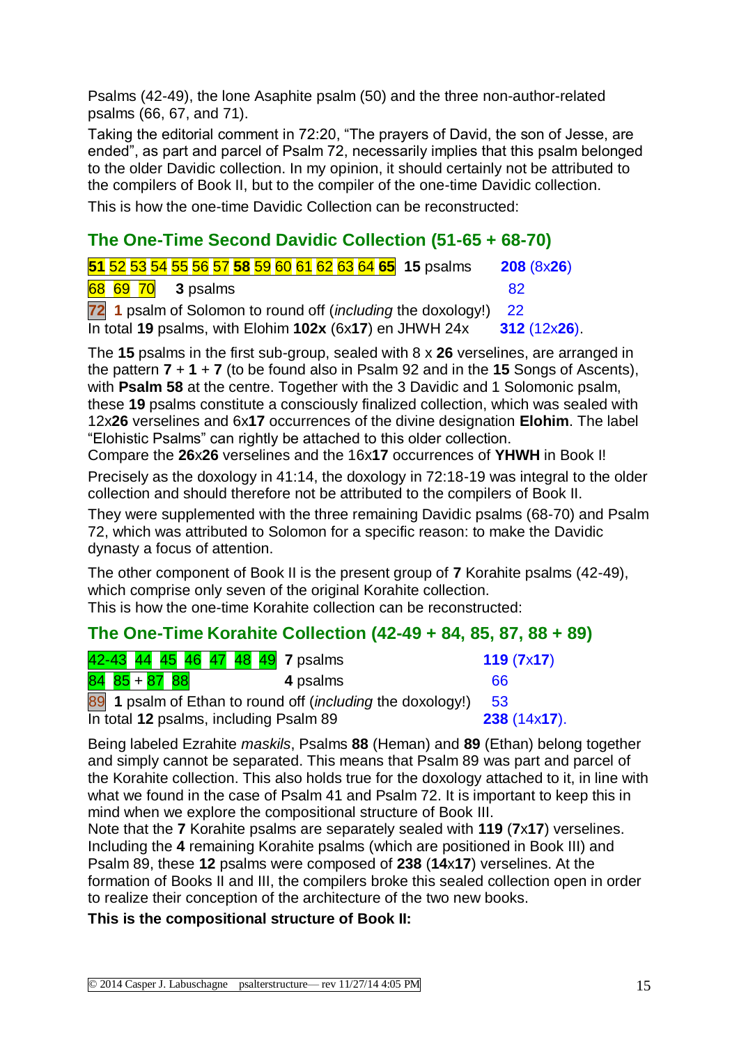Psalms (42-49), the lone Asaphite psalm (50) and the three non-author-related psalms (66, 67, and 71).

Taking the editorial comment in 72:20, “The prayers of David, the son of Jesse, are ended”, as part and parcel of Psalm 72, necessarily implies that this psalm belonged to the older Davidic collection. In my opinion, it should certainly not be attributed to the compilers of Book II, but to the compiler of the one-time Davidic collection.

This is how the one-time Davidic Collection can be reconstructed:

## The One-Time Second Davidic Collection (51-65 + 68-70)

| | | |
|---|---|---|
| **51** 52 53 54 55 56 57 **58** 59 60 61 62 63 64 **65** | **15** psalms | **208** (8x**26**) |
| 68 69 70 | **3** psalms | 82 |
| **72** | **1** psalm of Solomon to round off (*including* the doxology!) | 22 |
| In total **19** psalms, with Elohim **102x** (6x**17**) en JHWH 24x | | **312** (12x**26**). |

The **15** psalms in the first sub-group, sealed with 8 x **26** verselines, are arranged in the pattern **7** + **1** + **7** (to be found also in Psalm 92 and in the **15** Songs of Ascents), with **Psalm 58** at the centre. Together with the 3 Davidic and 1 Solomonic psalm, these **19** psalms constitute a consciously finalized collection, which was sealed with 12x**26** verselines and 6x**17** occurrences of the divine designation **Elohim**. The label “Elohistic Psalms” can rightly be attached to this older collection.
Compare the **26**x**26** verselines and the 16x**17** occurrences of **YHWH** in Book I!

Precisely as the doxology in 41:14, the doxology in 72:18-19 was integral to the older collection and should therefore not be attributed to the compilers of Book II.

They were supplemented with the three remaining Davidic psalms (68-70) and Psalm 72, which was attributed to Solomon for a specific reason: to make the Davidic dynasty a focus of attention.

The other component of Book II is the present group of **7** Korahite psalms (42-49), which comprise only seven of the original Korahite collection.
This is how the one-time Korahite collection can be reconstructed:

## The One-Time Korahite Collection (42-49 + 84, 85, 87, 88 + 89)

| | | |
|---|---|---|
| 42-43 44 45 46 47 48 49 | **7** psalms | **119** (**7**x**17**) |
| 84 85 + 87 88 | **4** psalms | 66 |
| 89 | **1** psalm of Ethan to round off (*including* the doxology!) | 53 |
| In total **12** psalms, including Psalm 89 | | **238** (14x**17**). |

Being labeled Ezrahite *maskils*, Psalms **88** (Heman) and **89** (Ethan) belong together and simply cannot be separated. This means that Psalm 89 was part and parcel of the Korahite collection. This also holds true for the doxology attached to it, in line with what we found in the case of Psalm 41 and Psalm 72. It is important to keep this in mind when we explore the compositional structure of Book III.
Note that the **7** Korahite psalms are separately sealed with **119** (**7**x**17**) verselines. Including the **4** remaining Korahite psalms (which are positioned in Book III) and Psalm 89, these **12** psalms were composed of **238** (**14**x**17**) verselines. At the formation of Books II and III, the compilers broke this sealed collection open in order to realize their conception of the architecture of the two new books.

**This is the compositional structure of Book II:**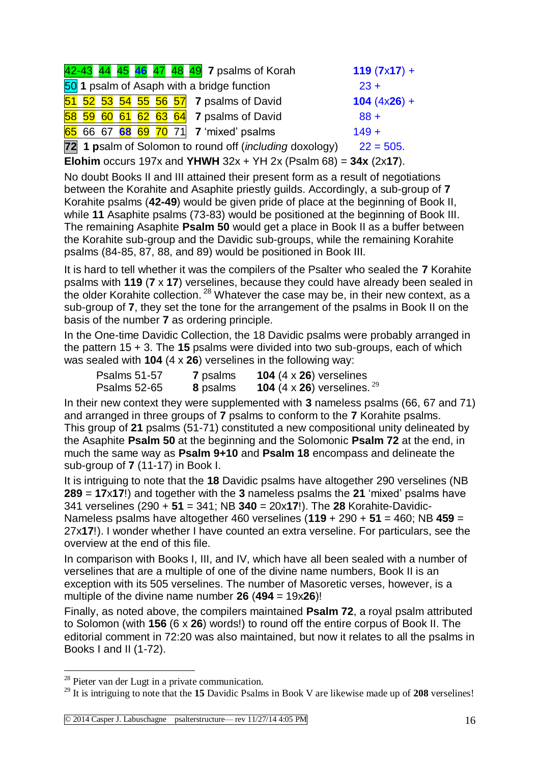| Psalms | Description | Verselines |
|---|---|---|
| 42-43 44 45 **46** 47 48 49 | **7** psalms of Korah | **119** (7x**17**) + |
| 50 | **1** psalm of Asaph with a bridge function | 23 + |
| 51 52 53 54 55 56 57 | **7** psalms of David | **104** (4x**26**) + |
| 58 59 60 61 62 63 64 | **7** psalms of David | 88 + |
| 65 66 67 **68** 69 70 71 | **7** 'mixed' psalms | 149 + |
| **72** | **1** psalm of Solomon to round off (*including* doxology) | 22 = 505. |

**Elohim** occurs 197x and **YHWH** 32x + YH 2x (Psalm 68) = **34x** (2x**17**).

No doubt Books II and III attained their present form as a result of negotiations between the Korahite and Asaphite priestly guilds. Accordingly, a sub-group of **7** Korahite psalms (**42-49**) would be given pride of place at the beginning of Book II, while **11** Asaphite psalms (73-83) would be positioned at the beginning of Book III. The remaining Asaphite **Psalm 50** would get a place in Book II as a buffer between the Korahite sub-group and the Davidic sub-groups, while the remaining Korahite psalms (84-85, 87, 88, and 89) would be positioned in Book III.

It is hard to tell whether it was the compilers of the Psalter who sealed the **7** Korahite psalms with **119** (**7** x **17**) verselines, because they could have already been sealed in the older Korahite collection. [28] Whatever the case may be, in their new context, as a sub-group of **7**, they set the tone for the arrangement of the psalms in Book II on the basis of the number **7** as ordering principle.

In the One-time Davidic Collection, the 18 Davidic psalms were probably arranged in the pattern 15 + 3. The **15** psalms were divided into two sub-groups, each of which was sealed with **104** (4 x **26**) verselines in the following way:

| | | |
|---|---|---|
| Psalms 51-57 | **7** psalms | **104** (4 x **26**) verselines |
| Psalms 52-65 | **8** psalms | **104** (4 x **26**) verselines. [29] |

In their new context they were supplemented with **3** nameless psalms (66, 67 and 71) and arranged in three groups of **7** psalms to conform to the **7** Korahite psalms. This group of **21** psalms (51-71) constituted a new compositional unity delineated by the Asaphite **Psalm 50** at the beginning and the Solomonic **Psalm 72** at the end, in much the same way as **Psalm 9+10** and **Psalm 18** encompass and delineate the sub-group of **7** (11-17) in Book I.

It is intriguing to note that the **18** Davidic psalms have altogether 290 verselines (NB **289** = **17**x**17**!) and together with the **3** nameless psalms the **21** 'mixed' psalms have 341 verselines (290 + **51** = 341; NB **340** = 20x**17**!). The **28** Korahite-Davidic-Nameless psalms have altogether 460 verselines (**119** + 290 + **51** = 460; NB **459** = 27x**17**!). I wonder whether I have counted an extra verseline. For particulars, see the overview at the end of this file.

In comparison with Books I, III, and IV, which have all been sealed with a number of verselines that are a multiple of one of the divine name numbers, Book II is an exception with its 505 verselines. The number of Masoretic verses, however, is a multiple of the divine name number **26** (**494** = 19x**26**)!

Finally, as noted above, the compilers maintained **Psalm 72**, a royal psalm attributed to Solomon (with **156** (6 x **26**) words!) to round off the entire corpus of Book II. The editorial comment in 72:20 was also maintained, but now it relates to all the psalms in Books I and II (1-72).

[28] Pieter van der Lugt in a private communication.

[29] It is intriguing to note that the **15** Davidic Psalms in Book V are likewise made up of **208** verselines!

© 2014 Casper J. Labuschagne psalterstructure— rev 11/27/14 4:05 PM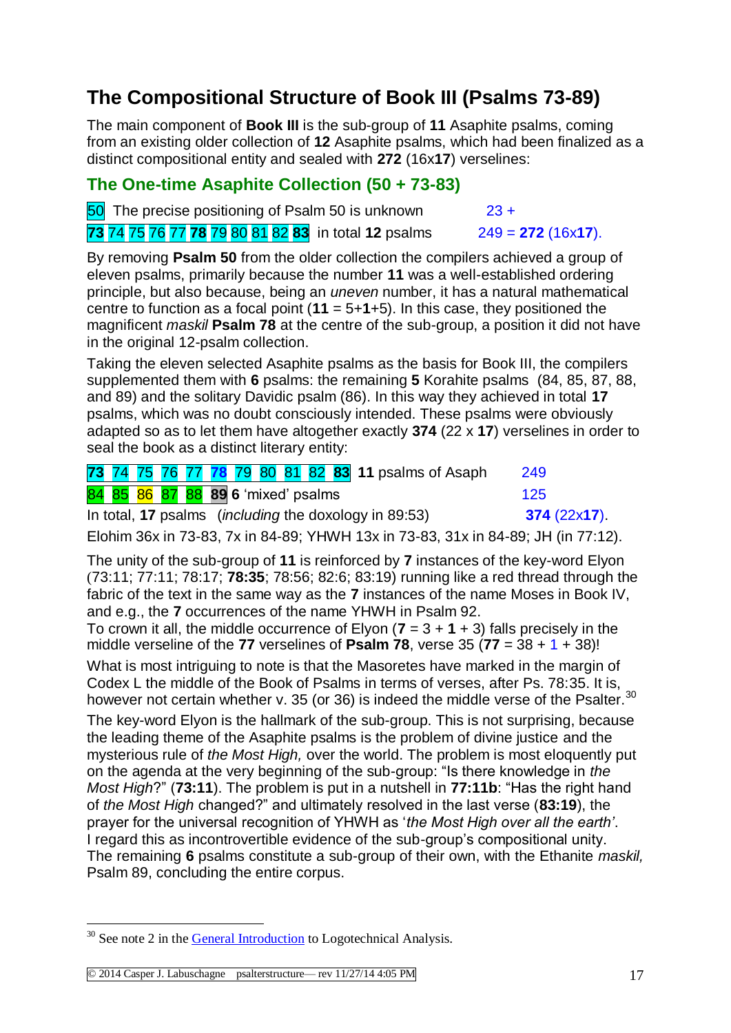## The Compositional Structure of Book III (Psalms 73-89)

The main component of **Book III** is the sub-group of **11** Asaphite psalms, coming from an existing older collection of **12** Asaphite psalms, which had been finalized as a distinct compositional entity and sealed with **272** (16x**17**) verselines:

### The One-time Asaphite Collection (50 + 73-83)

| | | |
|---|---|---|
| 50 | The precise positioning of Psalm 50 is unknown | 23 + |
| **73** 74 75 76 77 **78** 79 80 81 82 **83** | in total **12** psalms | 249 = **272** (16x**17**). |

By removing **Psalm 50** from the older collection the compilers achieved a group of eleven psalms, primarily because the number **11** was a well-established ordering principle, but also because, being an *uneven* number, it has a natural mathematical centre to function as a focal point (**11** = 5+**1**+5). In this case, they positioned the magnificent *maskil* **Psalm 78** at the centre of the sub-group, a position it did not have in the original 12-psalm collection.

Taking the eleven selected Asaphite psalms as the basis for Book III, the compilers supplemented them with **6** psalms: the remaining **5** Korahite psalms (84, 85, 87, 88, and 89) and the solitary Davidic psalm (86). In this way they achieved in total **17** psalms, which was no doubt consciously intended. These psalms were obviously adapted so as to let them have altogether exactly **374** (22 x **17**) verselines in order to seal the book as a distinct literary entity:

| | | |
|---|---|---|
| **73** 74 75 76 77 **78** 79 80 81 82 **83** | **11** psalms of Asaph | 249 |
| 84 85 86 87 88 **89** | **6** 'mixed' psalms | 125 |
| In total, **17** psalms | (*including* the doxology in 89:53) | **374** (22x**17**). |

Elohim 36x in 73-83, 7x in 84-89; YHWH 13x in 73-83, 31x in 84-89; JH (in 77:12).

The unity of the sub-group of **11** is reinforced by **7** instances of the key-word Elyon (73:11; 77:11; 78:17; **78:35**; 78:56; 82:6; 83:19) running like a red thread through the fabric of the text in the same way as the **7** instances of the name Moses in Book IV, and e.g., the **7** occurrences of the name YHWH in Psalm 92.
To crown it all, the middle occurrence of Elyon (**7** = 3 + **1** + 3) falls precisely in the middle verseline of the **77** verselines of **Psalm 78**, verse 35 (**77** = 38 + 1 + 38)!

What is most intriguing to note is that the Masoretes have marked in the margin of Codex L the middle of the Book of Psalms in terms of verses, after Ps. 78:35. It is, however not certain whether v. 35 (or 36) is indeed the middle verse of the Psalter.[30]

The key-word Elyon is the hallmark of the sub-group. This is not surprising, because the leading theme of the Asaphite psalms is the problem of divine justice and the mysterious rule of *the Most High,* over the world. The problem is most eloquently put on the agenda at the very beginning of the sub-group: "Is there knowledge in *the Most High*?" (**73:11**). The problem is put in a nutshell in **77:11b**: "Has the right hand of *the Most High* changed?" and ultimately resolved in the last verse (**83:19**), the prayer for the universal recognition of YHWH as '*the Most High over all the earth'*.
I regard this as incontrovertible evidence of the sub-group's compositional unity.
The remaining **6** psalms constitute a sub-group of their own, with the Ethanite *maskil,* Psalm 89, concluding the entire corpus.

---

[30] See note 2 in the General Introduction to Logotechnical Analysis.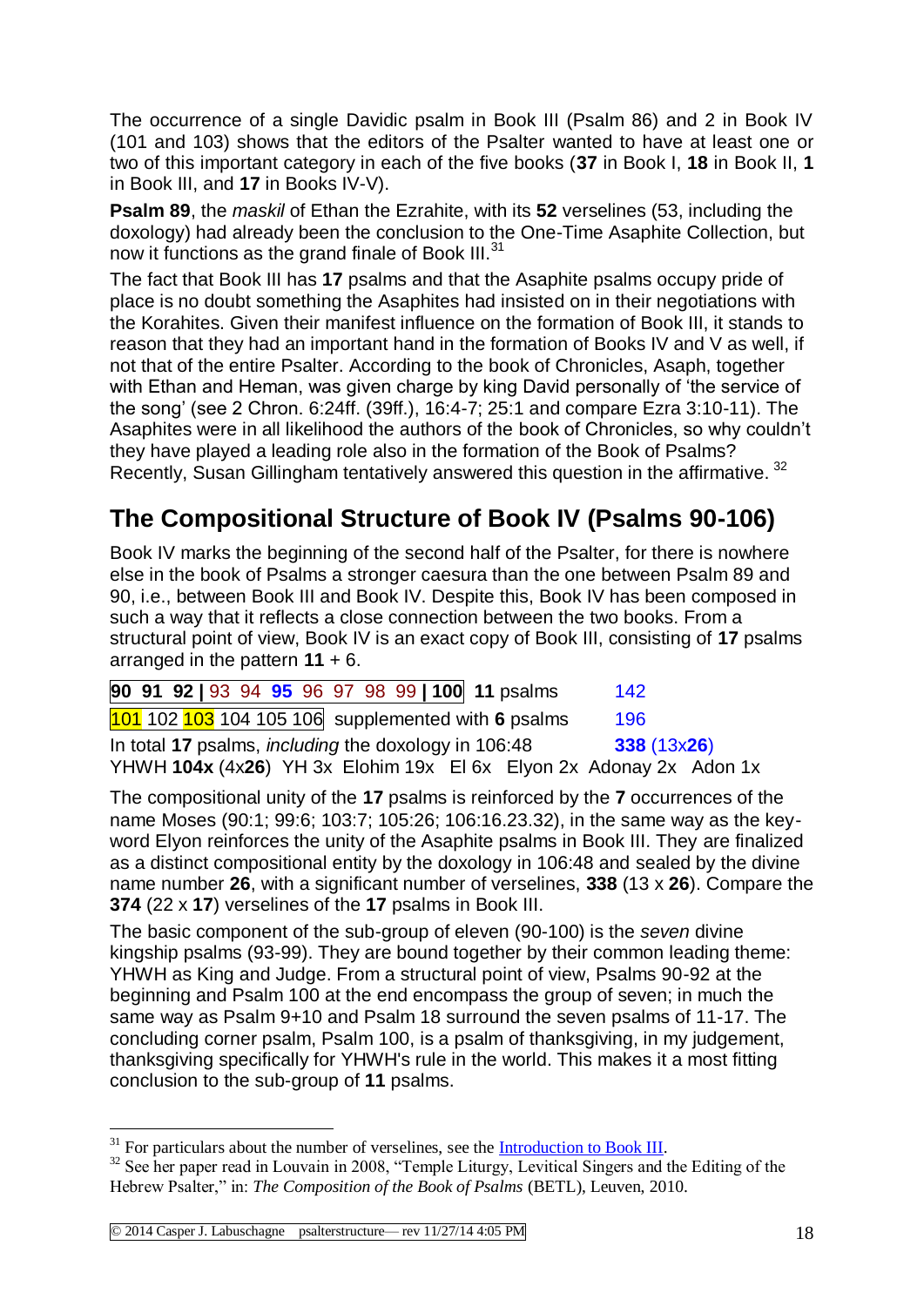The occurrence of a single Davidic psalm in Book III (Psalm 86) and 2 in Book IV (101 and 103) shows that the editors of the Psalter wanted to have at least one or two of this important category in each of the five books (**37** in Book I, **18** in Book II, **1** in Book III, and **17** in Books IV-V).

**Psalm 89**, the *maskil* of Ethan the Ezrahite, with its **52** verselines (53, including the doxology) had already been the conclusion to the One-Time Asaphite Collection, but now it functions as the grand finale of Book III.[31]

The fact that Book III has **17** psalms and that the Asaphite psalms occupy pride of place is no doubt something the Asaphites had insisted on in their negotiations with the Korahites. Given their manifest influence on the formation of Book III, it stands to reason that they had an important hand in the formation of Books IV and V as well, if not that of the entire Psalter. According to the book of Chronicles, Asaph, together with Ethan and Heman, was given charge by king David personally of 'the service of the song' (see 2 Chron. 6:24ff. (39ff.), 16:4-7; 25:1 and compare Ezra 3:10-11). The Asaphites were in all likelihood the authors of the book of Chronicles, so why couldn't they have played a leading role also in the formation of the Book of Psalms? Recently, Susan Gillingham tentatively answered this question in the affirmative.[32]

## The Compositional Structure of Book IV (Psalms 90-106)

Book IV marks the beginning of the second half of the Psalter, for there is nowhere else in the book of Psalms a stronger caesura than the one between Psalm 89 and 90, i.e., between Book III and Book IV. Despite this, Book IV has been composed in such a way that it reflects a close connection between the two books. From a structural point of view, Book IV is an exact copy of Book III, consisting of **17** psalms arranged in the pattern **11** + 6.

| | | |
|---|---|---|
| **90 91 92 \|** 93 94 **95** 96 97 98 99 **\| 100** | **11** psalms | 142 |
| 101 102 103 104 105 106 | supplemented with **6** psalms | 196 |
| In total **17** psalms, *including* the doxology in 106:48 | | **338** (13x**26**) |

YHWH **104x** (4x**26**) YH 3x Elohim 19x El 6x Elyon 2x Adonay 2x Adon 1x

The compositional unity of the **17** psalms is reinforced by the **7** occurrences of the name Moses (90:1; 99:6; 103:7; 105:26; 106:16.23.32), in the same way as the key-word Elyon reinforces the unity of the Asaphite psalms in Book III. They are finalized as a distinct compositional entity by the doxology in 106:48 and sealed by the divine name number **26**, with a significant number of verselines, **338** (13 x **26**). Compare the **374** (22 x **17**) verselines of the **17** psalms in Book III.

The basic component of the sub-group of eleven (90-100) is the *seven* divine kingship psalms (93-99). They are bound together by their common leading theme: YHWH as King and Judge. From a structural point of view, Psalms 90-92 at the beginning and Psalm 100 at the end encompass the group of seven; in much the same way as Psalm 9+10 and Psalm 18 surround the seven psalms of 11-17. The concluding corner psalm, Psalm 100, is a psalm of thanksgiving, in my judgement, thanksgiving specifically for YHWH's rule in the world. This makes it a most fitting conclusion to the sub-group of **11** psalms.

---

[31] For particulars about the number of verselines, see the Introduction to Book III.

[32] See her paper read in Louvain in 2008, "Temple Liturgy, Levitical Singers and the Editing of the Hebrew Psalter," in: *The Composition of the Book of Psalms* (BETL), Leuven, 2010.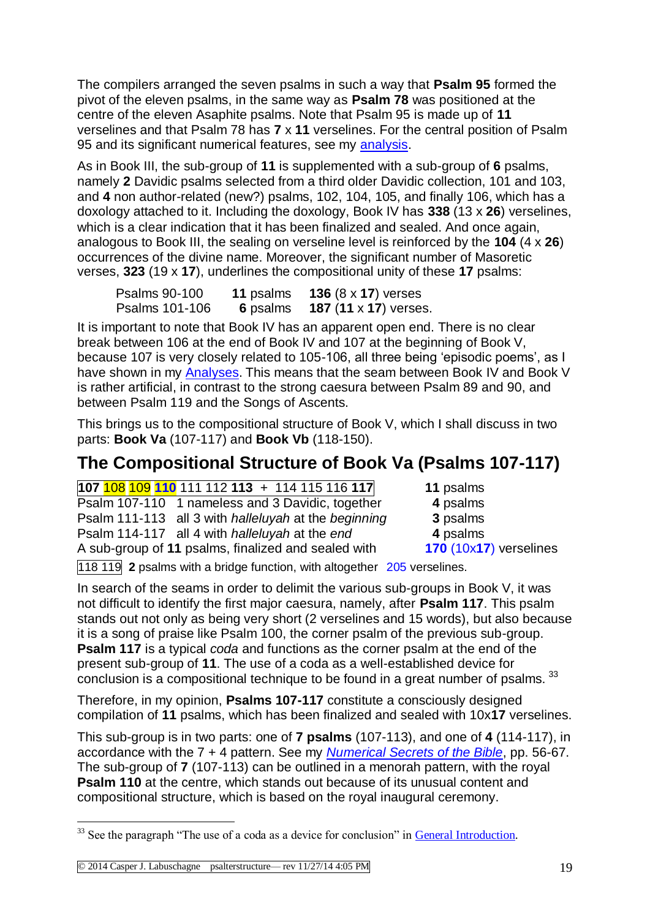The compilers arranged the seven psalms in such a way that **Psalm 95** formed the pivot of the eleven psalms, in the same way as **Psalm 78** was positioned at the centre of the eleven Asaphite psalms. Note that Psalm 95 is made up of **11** verselines and that Psalm 78 has **7** x **11** verselines. For the central position of Psalm 95 and its significant numerical features, see my analysis.

As in Book III, the sub-group of **11** is supplemented with a sub-group of **6** psalms, namely **2** Davidic psalms selected from a third older Davidic collection, 101 and 103, and **4** non author-related (new?) psalms, 102, 104, 105, and finally 106, which has a doxology attached to it. Including the doxology, Book IV has **338** (13 x **26**) verselines, which is a clear indication that it has been finalized and sealed. And once again, analogous to Book III, the sealing on verseline level is reinforced by the **104** (4 x **26**) occurrences of the divine name. Moreover, the significant number of Masoretic verses, **323** (19 x **17**), underlines the compositional unity of these **17** psalms:

| | | |
|---|---|---|
| Psalms 90-100 | **11** psalms | **136** (8 x **17**) verses |
| Psalms 101-106 | **6** psalms | **187** (**11** x **17**) verses. |

It is important to note that Book IV has an apparent open end. There is no clear break between 106 at the end of Book IV and 107 at the beginning of Book V, because 107 is very closely related to 105-106, all three being 'episodic poems', as I have shown in my Analyses. This means that the seam between Book IV and Book V is rather artificial, in contrast to the strong caesura between Psalm 89 and 90, and between Psalm 119 and the Songs of Ascents.

This brings us to the compositional structure of Book V, which I shall discuss in two parts: **Book Va** (107-117) and **Book Vb** (118-150).

## The Compositional Structure of Book Va (Psalms 107-117)

| | |
|---|---|
| **107** 108 109 **110** 111 112 **113** + 114 115 116 **117** | **11** psalms |
| Psalm 107-110 1 nameless and 3 Davidic, together | **4** psalms |
| Psalm 111-113 all 3 with *halleluyah* at the *beginning* | **3** psalms |
| Psalm 114-117 all 4 with *halleluyah* at the *end* | **4** psalms |
| A sub-group of **11** psalms, finalized and sealed with | **170** (10x**17**) verselines |

118 119 **2** psalms with a bridge function, with altogether 205 verselines.

In search of the seams in order to delimit the various sub-groups in Book V, it was not difficult to identify the first major caesura, namely, after **Psalm 117**. This psalm stands out not only as being very short (2 verselines and 15 words), but also because it is a song of praise like Psalm 100, the corner psalm of the previous sub-group. **Psalm 117** is a typical *coda* and functions as the corner psalm at the end of the present sub-group of **11**. The use of a coda as a well-established device for conclusion is a compositional technique to be found in a great number of psalms. [33]

Therefore, in my opinion, **Psalms 107-117** constitute a consciously designed compilation of **11** psalms, which has been finalized and sealed with 10x**17** verselines.

This sub-group is in two parts: one of **7 psalms** (107-113), and one of **4** (114-117), in accordance with the 7 + 4 pattern. See my *Numerical Secrets of the Bible*, pp. 56-67. The sub-group of **7** (107-113) can be outlined in a menorah pattern, with the royal **Psalm 110** at the centre, which stands out because of its unusual content and compositional structure, which is based on the royal inaugural ceremony.

---

[33] See the paragraph "The use of a coda as a device for conclusion" in General Introduction.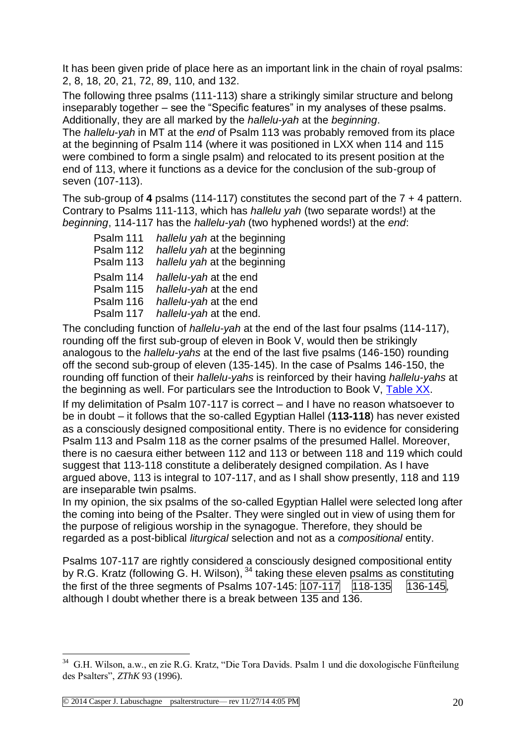It has been given pride of place here as an important link in the chain of royal psalms: 2, 8, 18, 20, 21, 72, 89, 110, and 132.

The following three psalms (111-113) share a strikingly similar structure and belong inseparably together – see the "Specific features" in my analyses of these psalms. Additionally, they are all marked by the *hallelu-yah* at the *beginning*.

The *hallelu-yah* in MT at the *end* of Psalm 113 was probably removed from its place at the beginning of Psalm 114 (where it was positioned in LXX when 114 and 115 were combined to form a single psalm) and relocated to its present position at the end of 113, where it functions as a device for the conclusion of the sub-group of seven (107-113).

The sub-group of **4** psalms (114-117) constitutes the second part of the 7 + 4 pattern. Contrary to Psalms 111-113, which has *hallelu yah* (two separate words!) at the *beginning*, 114-117 has the *hallelu-yah* (two hyphened words!) at the *end*:

Psalm 111 *hallelu yah* at the beginning
Psalm 112 *hallelu yah* at the beginning
Psalm 113 *hallelu yah* at the beginning

Psalm 114 *hallelu-yah* at the end
Psalm 115 *hallelu-yah* at the end
Psalm 116 *hallelu-yah* at the end
Psalm 117 *hallelu-yah* at the end.

The concluding function of *hallelu-yah* at the end of the last four psalms (114-117), rounding off the first sub-group of eleven in Book V, would then be strikingly analogous to the *hallelu-yahs* at the end of the last five psalms (146-150) rounding off the second sub-group of eleven (135-145). In the case of Psalms 146-150, the rounding off function of their *hallelu-yahs* is reinforced by their having *hallelu-yahs* at the beginning as well. For particulars see the Introduction to Book V, Table XX.

If my delimitation of Psalm 107-117 is correct – and I have no reason whatsoever to be in doubt – it follows that the so-called Egyptian Hallel (**113-118**) has never existed as a consciously designed compositional entity. There is no evidence for considering Psalm 113 and Psalm 118 as the corner psalms of the presumed Hallel. Moreover, there is no caesura either between 112 and 113 or between 118 and 119 which could suggest that 113-118 constitute a deliberately designed compilation. As I have argued above, 113 is integral to 107-117, and as I shall show presently, 118 and 119 are inseparable twin psalms.

In my opinion, the six psalms of the so-called Egyptian Hallel were selected long after the coming into being of the Psalter. They were singled out in view of using them for the purpose of religious worship in the synagogue. Therefore, they should be regarded as a post-biblical *liturgical* selection and not as a *compositional* entity.

Psalms 107-117 are rightly considered a consciously designed compositional entity by R.G. Kratz (following G. H. Wilson), [34] taking these eleven psalms as constituting the first of the three segments of Psalms 107-145: 107-117 118-135 136-145, although I doubt whether there is a break between 135 and 136.

---

[34] G.H. Wilson, a.w., en zie R.G. Kratz, "Die Tora Davids. Psalm 1 und die doxologische Fünfteilung des Psalters", *ZThK* 93 (1996).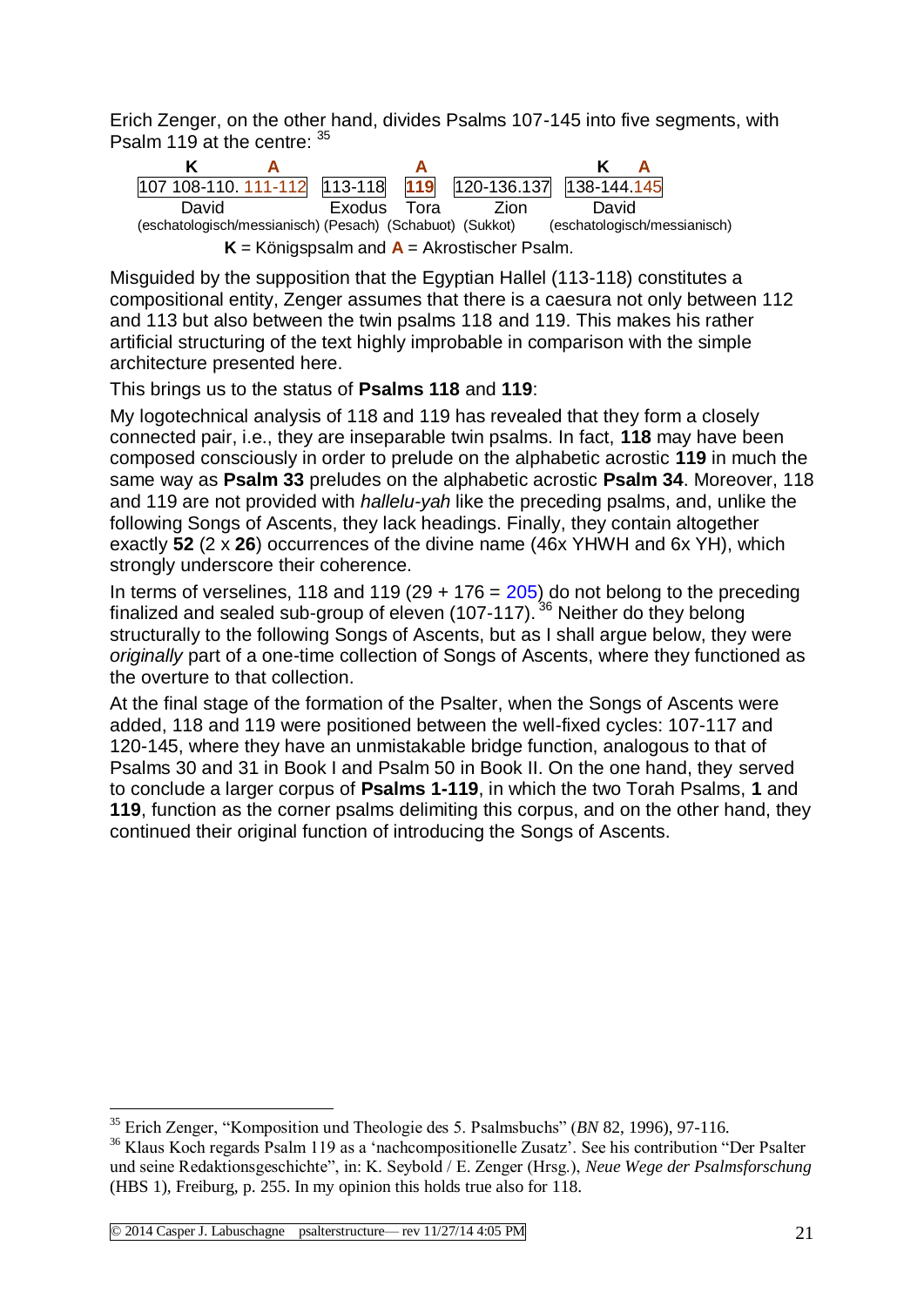Erich Zenger, on the other hand, divides Psalms 107-145 into five segments, with Psalm 119 at the centre: [35]

| K A | | A | | K A |
|---|---|---|---|---|
| 107 108-110. 111-112 | 113-118 | 119 | 120-136.137 | 138-144.145 |
| David | Exodus | Tora | Zion | David |
| (eschatologisch/messianisch) | (Pesach) | (Schabuot) | (Sukkot) | (eschatologisch/messianisch) |

**K** = Königspsalm and **A** = Akrostischer Psalm.

Misguided by the supposition that the Egyptian Hallel (113-118) constitutes a compositional entity, Zenger assumes that there is a caesura not only between 112 and 113 but also between the twin psalms 118 and 119. This makes his rather artificial structuring of the text highly improbable in comparison with the simple architecture presented here.

This brings us to the status of **Psalms 118** and **119**:

My logotechnical analysis of 118 and 119 has revealed that they form a closely connected pair, i.e., they are inseparable twin psalms. In fact, **118** may have been composed consciously in order to prelude on the alphabetic acrostic **119** in much the same way as **Psalm 33** preludes on the alphabetic acrostic **Psalm 34**. Moreover, 118 and 119 are not provided with *hallelu-yah* like the preceding psalms, and, unlike the following Songs of Ascents, they lack headings. Finally, they contain altogether exactly **52** (2 x **26**) occurrences of the divine name (46x YHWH and 6x YH), which strongly underscore their coherence.

In terms of verselines, 118 and 119 (29 + 176 = 205) do not belong to the preceding finalized and sealed sub-group of eleven (107-117). [36] Neither do they belong structurally to the following Songs of Ascents, but as I shall argue below, they were *originally* part of a one-time collection of Songs of Ascents, where they functioned as the overture to that collection.

At the final stage of the formation of the Psalter, when the Songs of Ascents were added, 118 and 119 were positioned between the well-fixed cycles: 107-117 and 120-145, where they have an unmistakable bridge function, analogous to that of Psalms 30 and 31 in Book I and Psalm 50 in Book II. On the one hand, they served to conclude a larger corpus of **Psalms 1-119**, in which the two Torah Psalms, **1** and **119**, function as the corner psalms delimiting this corpus, and on the other hand, they continued their original function of introducing the Songs of Ascents.

---

[35] Erich Zenger, "Komposition und Theologie des 5. Psalmsbuchs" (*BN* 82, 1996), 97-116.

[36] Klaus Koch regards Psalm 119 as a 'nachcompositionelle Zusatz'. See his contribution "Der Psalter und seine Redaktionsgeschichte", in: K. Seybold / E. Zenger (Hrsg.), *Neue Wege der Psalmsforschung* (HBS 1), Freiburg, p. 255. In my opinion this holds true also for 118.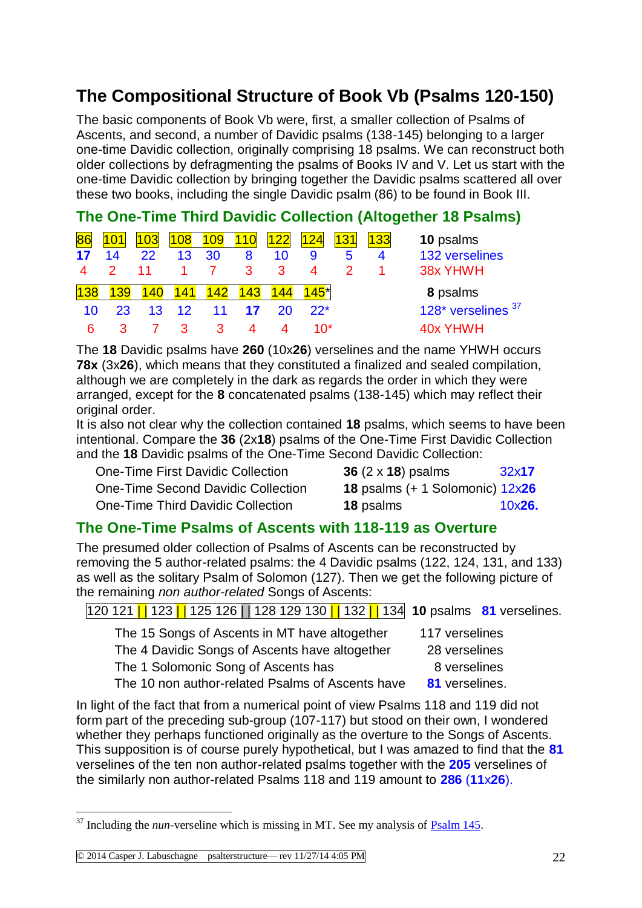## The Compositional Structure of Book Vb (Psalms 120-150)

The basic components of Book Vb were, first, a smaller collection of Psalms of Ascents, and second, a number of Davidic psalms (138-145) belonging to a larger one-time Davidic collection, originally comprising 18 psalms. We can reconstruct both older collections by defragmenting the psalms of Books IV and V. Let us start with the one-time Davidic collection by bringing together the Davidic psalms scattered all over these two books, including the single Davidic psalm (86) to be found in Book III.

### The One-Time Third Davidic Collection (Altogether 18 Psalms)

| 86 | 101 | 103 | 108 | 109 | 110 | 122 | 124 | 131 | 133 | **10** psalms |
|---|---|---|---|---|---|---|---|---|---|---|
| **17** | 14 | 22 | 13 | 30 | 8 | 10 | 9 | 5 | 4 | 132 verselines |
| 4 | 2 | 11 | 1 | 7 | 3 | 3 | 4 | 2 | 1 | 38x YHWH |

| 138 | 139 | 140 | 141 | 142 | 143 | 144 | 145* | **8** psalms |
|---|---|---|---|---|---|---|---|---|
| 10 | 23 | 13 | 12 | 11 | **17** | 20 | 22* | 128* verselines [37] |
| 6 | 3 | 7 | 3 | 3 | 4 | 4 | 10* | 40x YHWH |

The **18** Davidic psalms have **260** (10x**26**) verselines and the name YHWH occurs **78x** (3x**26**), which means that they constituted a finalized and sealed compilation, although we are completely in the dark as regards the order in which they were arranged, except for the **8** concatenated psalms (138-145) which may reflect their original order.
It is also not clear why the collection contained **18** psalms, which seems to have been intentional. Compare the **36** (2x**18**) psalms of the One-Time First Davidic Collection and the **18** Davidic psalms of the One-Time Second Davidic Collection:

| | | |
|---|---|---|
| One-Time First Davidic Collection | **36** (2 x **18**) psalms | 32x**17** |
| One-Time Second Davidic Collection | **18** psalms (+ 1 Solomonic) | 12x**26** |
| One-Time Third Davidic Collection | **18** psalms | 10x**26.** |

### The One-Time Psalms of Ascents with 118-119 as Overture

The presumed older collection of Psalms of Ascents can be reconstructed by removing the 5 author-related psalms: the 4 Davidic psalms (122, 124, 131, and 133) as well as the solitary Psalm of Solomon (127). Then we get the following picture of the remaining *non author-related* Songs of Ascents:

120 121 | | 123 | | 125 126 | | 128 129 130 | | 132 | | 134 **10** psalms **81** verselines.

| | |
|---|---|
| The 15 Songs of Ascents in MT have altogether | 117 verselines |
| The 4 Davidic Songs of Ascents have altogether | 28 verselines |
| The 1 Solomonic Song of Ascents has | 8 verselines |
| The 10 non author-related Psalms of Ascents have | **81** verselines. |

In light of the fact that from a numerical point of view Psalms 118 and 119 did not form part of the preceding sub-group (107-117) but stood on their own, I wondered whether they perhaps functioned originally as the overture to the Songs of Ascents. This supposition is of course purely hypothetical, but I was amazed to find that the **81** verselines of the ten non author-related psalms together with the **205** verselines of the similarly non author-related Psalms 118 and 119 amount to **286** (**11**x**26**).

---

[37] Including the *nun*-verseline which is missing in MT. See my analysis of Psalm 145.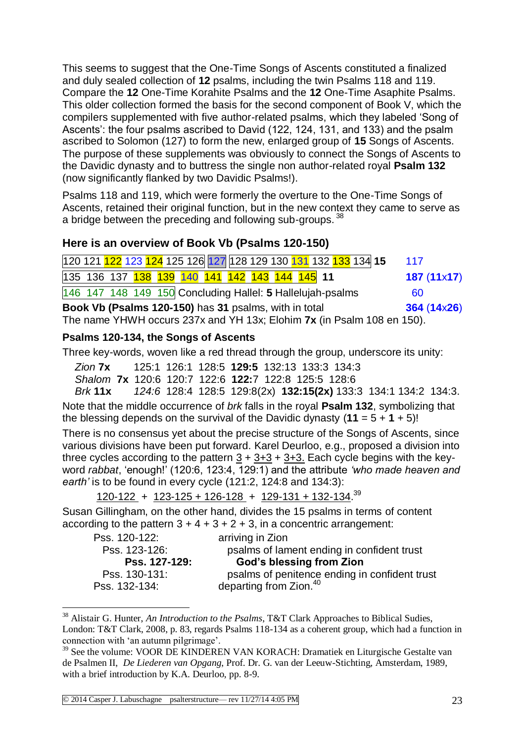This seems to suggest that the One-Time Songs of Ascents constituted a finalized and duly sealed collection of **12** psalms, including the twin Psalms 118 and 119. Compare the **12** One-Time Korahite Psalms and the **12** One-Time Asaphite Psalms. This older collection formed the basis for the second component of Book V, which the compilers supplemented with five author-related psalms, which they labeled 'Song of Ascents': the four psalms ascribed to David (122, 124, 131, and 133) and the psalm ascribed to Solomon (127) to form the new, enlarged group of **15** Songs of Ascents. The purpose of these supplements was obviously to connect the Songs of Ascents to the Davidic dynasty and to buttress the single non author-related royal **Psalm 132** (now significantly flanked by two Davidic Psalms!).

Psalms 118 and 119, which were formerly the overture to the One-Time Songs of Ascents, retained their original function, but in the new context they came to serve as a bridge between the preceding and following sub-groups.[38]

### Here is an overview of Book Vb (Psalms 120-150)

| | |
|---|---|
| 120 121 122 123 124 125 126 127 128 129 130 131 132 133 134 **15** | 117 |
| 135 136 137 138 139 140 141 142 143 144 145 **11** | **187** (**11**x**17**) |
| 146 147 148 149 150 Concluding Hallel: **5** Hallelujah-psalms | 60 |
| **Book Vb (Psalms 120-150)** has **31** psalms, with in total | **364** (**14**x**26**) |

The name YHWH occurs 237x and YH 13x; Elohim **7x** (in Psalm 108 en 150).

### Psalms 120-134, the Songs of Ascents

Three key-words, woven like a red thread through the group, underscore its unity:

*Zion* **7x** 125:1 126:1 128:5 **129:5** 132:13 133:3 134:3
*Shalom* **7x** 120:6 120:7 122:6 **122:**7 122:8 125:5 128:6
*Brk* **11x** *124:6* 128:4 128:5 129:8(2x) **132:15(2x)** 133:3 134:1 134:2 134:3.

Note that the middle occurrence of *brk* falls in the royal **Psalm 132**, symbolizing that the blessing depends on the survival of the Davidic dynasty (**11** = 5 + **1** + 5)!

There is no consensus yet about the precise structure of the Songs of Ascents, since various divisions have been put forward. Karel Deurloo, e.g., proposed a division into three cycles according to the pattern 3 + 3+3 + 3+3. Each cycle begins with the key-word *rabbat*, 'enough!' (120:6, 123:4, 129:1) and the attribute *'who made heaven and earth'* is to be found in every cycle (121:2, 124:8 and 134:3):

120-122 + 123-125 + 126-128 + 129-131 + 132-134.[39]

Susan Gillingham, on the other hand, divides the 15 psalms in terms of content according to the pattern 3 + 4 + 3 + 2 + 3, in a concentric arrangement:

| | |
|---|---|
| Pss. 120-122: | arriving in Zion |
| Pss. 123-126: | psalms of lament ending in confident trust |
| **Pss. 127-129:** | **God's blessing from Zion** |
| Pss. 130-131: | psalms of penitence ending in confident trust |
| Pss. 132-134: | departing from Zion.[40] |

---

[38] Alistair G. Hunter, *An Introduction to the Psalms*, T&T Clark Approaches to Biblical Sudies, London: T&T Clark, 2008, p. 83, regards Psalms 118-134 as a coherent group, which had a function in connection with 'an autumn pilgrimage'.

[39] See the volume: VOOR DE KINDEREN VAN KORACH: Dramatiek en Liturgische Gestalte van de Psalmen II, *De Liederen van Opgang*, Prof. Dr. G. van der Leeuw-Stichting, Amsterdam, 1989, with a brief introduction by K.A. Deurloo, pp. 8-9.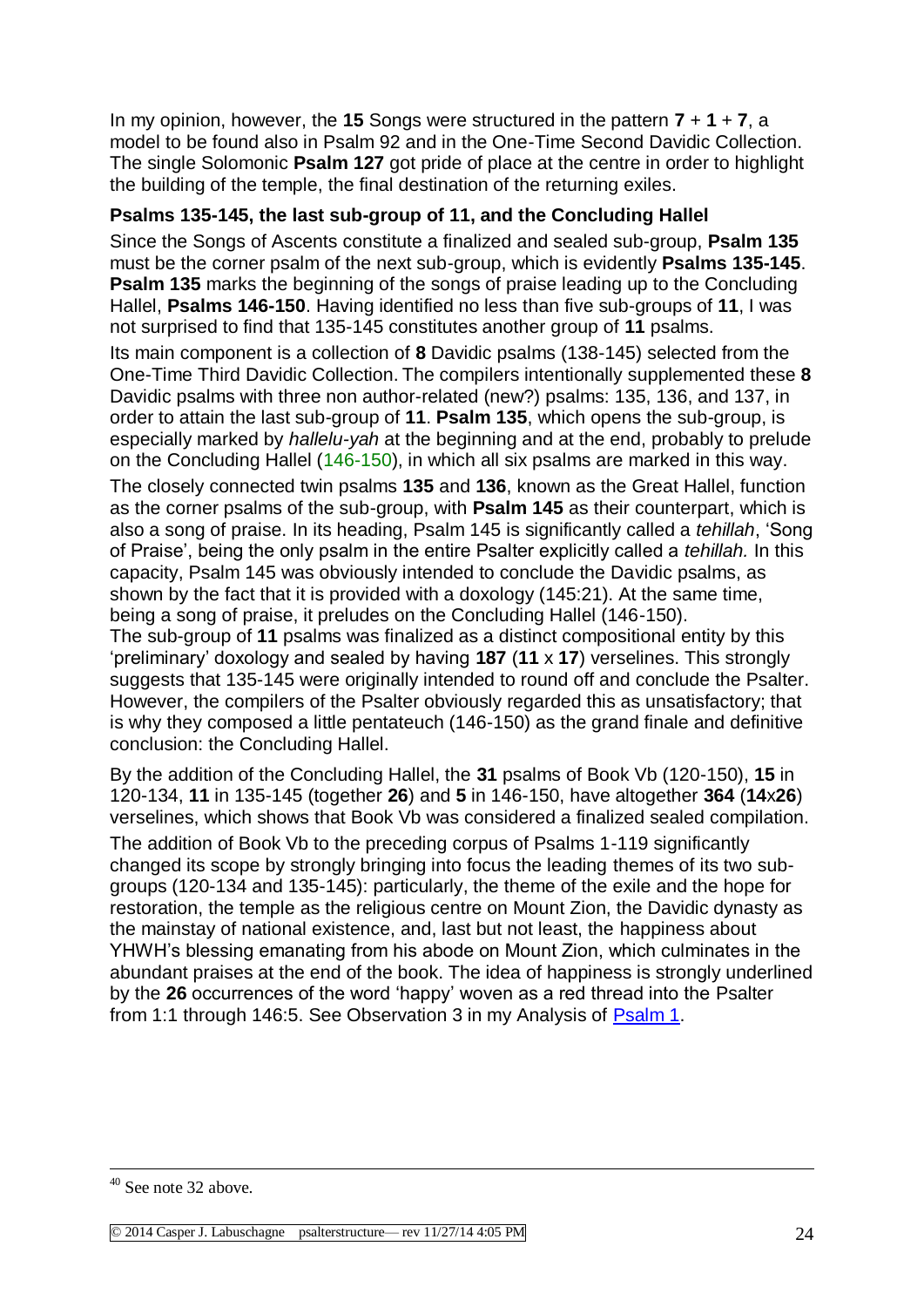In my opinion, however, the **15** Songs were structured in the pattern **7** + **1** + **7**, a model to be found also in Psalm 92 and in the One-Time Second Davidic Collection. The single Solomonic **Psalm 127** got pride of place at the centre in order to highlight the building of the temple, the final destination of the returning exiles.

**Psalms 135-145, the last sub-group of 11, and the Concluding Hallel**

Since the Songs of Ascents constitute a finalized and sealed sub-group, **Psalm 135** must be the corner psalm of the next sub-group, which is evidently **Psalms 135-145**. **Psalm 135** marks the beginning of the songs of praise leading up to the Concluding Hallel, **Psalms 146-150**. Having identified no less than five sub-groups of **11**, I was not surprised to find that 135-145 constitutes another group of **11** psalms.

Its main component is a collection of **8** Davidic psalms (138-145) selected from the One-Time Third Davidic Collection. The compilers intentionally supplemented these **8** Davidic psalms with three non author-related (new?) psalms: 135, 136, and 137, in order to attain the last sub-group of **11**. **Psalm 135**, which opens the sub-group, is especially marked by *hallelu-yah* at the beginning and at the end, probably to prelude on the Concluding Hallel (146-150), in which all six psalms are marked in this way.

The closely connected twin psalms **135** and **136**, known as the Great Hallel, function as the corner psalms of the sub-group, with **Psalm 145** as their counterpart, which is also a song of praise. In its heading, Psalm 145 is significantly called a *tehillah*, 'Song of Praise', being the only psalm in the entire Psalter explicitly called a *tehillah.* In this capacity, Psalm 145 was obviously intended to conclude the Davidic psalms, as shown by the fact that it is provided with a doxology (145:21). At the same time, being a song of praise, it preludes on the Concluding Hallel (146-150).
The sub-group of **11** psalms was finalized as a distinct compositional entity by this 'preliminary' doxology and sealed by having **187** (**11** x **17**) verselines. This strongly suggests that 135-145 were originally intended to round off and conclude the Psalter. However, the compilers of the Psalter obviously regarded this as unsatisfactory; that is why they composed a little pentateuch (146-150) as the grand finale and definitive conclusion: the Concluding Hallel.

By the addition of the Concluding Hallel, the **31** psalms of Book Vb (120-150), **15** in 120-134, **11** in 135-145 (together **26**) and **5** in 146-150, have altogether **364** (**14**x**26**) verselines, which shows that Book Vb was considered a finalized sealed compilation.

The addition of Book Vb to the preceding corpus of Psalms 1-119 significantly changed its scope by strongly bringing into focus the leading themes of its two sub-groups (120-134 and 135-145): particularly, the theme of the exile and the hope for restoration, the temple as the religious centre on Mount Zion, the Davidic dynasty as the mainstay of national existence, and, last but not least, the happiness about YHWH's blessing emanating from his abode on Mount Zion, which culminates in the abundant praises at the end of the book. The idea of happiness is strongly underlined by the **26** occurrences of the word 'happy' woven as a red thread into the Psalter from 1:1 through 146:5. See Observation 3 in my Analysis of [Psalm 1](Psalm 1).

[40] See note 32 above.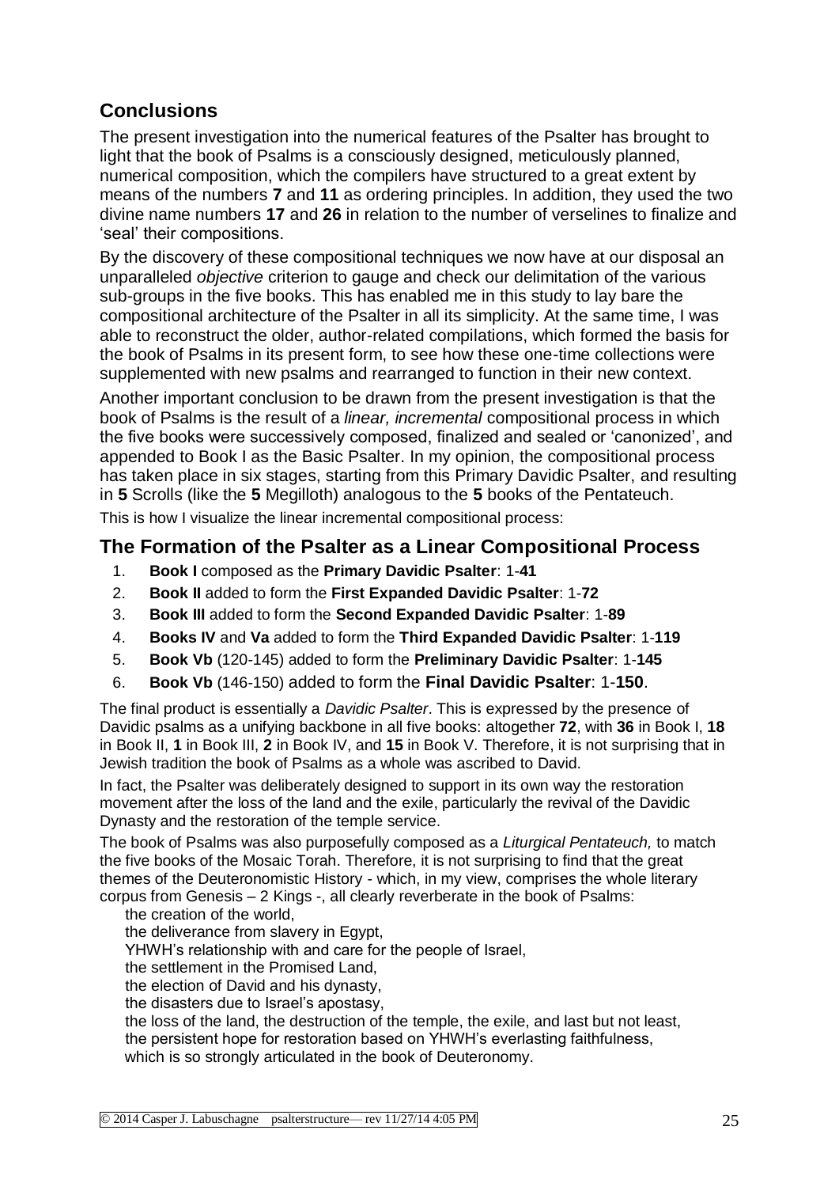## Conclusions

The present investigation into the numerical features of the Psalter has brought to light that the book of Psalms is a consciously designed, meticulously planned, numerical composition, which the compilers have structured to a great extent by means of the numbers **7** and **11** as ordering principles. In addition, they used the two divine name numbers **17** and **26** in relation to the number of verselines to finalize and 'seal' their compositions.

By the discovery of these compositional techniques we now have at our disposal an unparalleled *objective* criterion to gauge and check our delimitation of the various sub-groups in the five books. This has enabled me in this study to lay bare the compositional architecture of the Psalter in all its simplicity. At the same time, I was able to reconstruct the older, author-related compilations, which formed the basis for the book of Psalms in its present form, to see how these one-time collections were supplemented with new psalms and rearranged to function in their new context.

Another important conclusion to be drawn from the present investigation is that the book of Psalms is the result of a *linear, incremental* compositional process in which the five books were successively composed, finalized and sealed or 'canonized', and appended to Book I as the Basic Psalter. In my opinion, the compositional process has taken place in six stages, starting from this Primary Davidic Psalter, and resulting in **5** Scrolls (like the **5** Megilloth) analogous to the **5** books of the Pentateuch.

This is how I visualize the linear incremental compositional process:

## The Formation of the Psalter as a Linear Compositional Process

1. **Book I** composed as the **Primary Davidic Psalter**: 1-**41**
2. **Book II** added to form the **First Expanded Davidic Psalter**: 1-**72**
3. **Book III** added to form the **Second Expanded Davidic Psalter**: 1-**89**
4. **Books IV** and **Va** added to form the **Third Expanded Davidic Psalter**: 1-**119**
5. **Book Vb** (120-145) added to form the **Preliminary Davidic Psalter**: 1-**145**
6. **Book Vb** (146-150) added to form the **Final Davidic Psalter**: 1-**150**.

The final product is essentially a *Davidic Psalter*. This is expressed by the presence of Davidic psalms as a unifying backbone in all five books: altogether **72**, with **36** in Book I, **18** in Book II, **1** in Book III, **2** in Book IV, and **15** in Book V. Therefore, it is not surprising that in Jewish tradition the book of Psalms as a whole was ascribed to David.

In fact, the Psalter was deliberately designed to support in its own way the restoration movement after the loss of the land and the exile, particularly the revival of the Davidic Dynasty and the restoration of the temple service.

The book of Psalms was also purposefully composed as a *Liturgical Pentateuch,* to match the five books of the Mosaic Torah. Therefore, it is not surprising to find that the great themes of the Deuteronomistic History - which, in my view, comprises the whole literary corpus from Genesis – 2 Kings -, all clearly reverberate in the book of Psalms:

the creation of the world,  
the deliverance from slavery in Egypt,  
YHWH's relationship with and care for the people of Israel,  
the settlement in the Promised Land,  
the election of David and his dynasty,  
the disasters due to Israel's apostasy,  
the loss of the land, the destruction of the temple, the exile, and last but not least,  
the persistent hope for restoration based on YHWH's everlasting faithfulness,  
which is so strongly articulated in the book of Deuteronomy.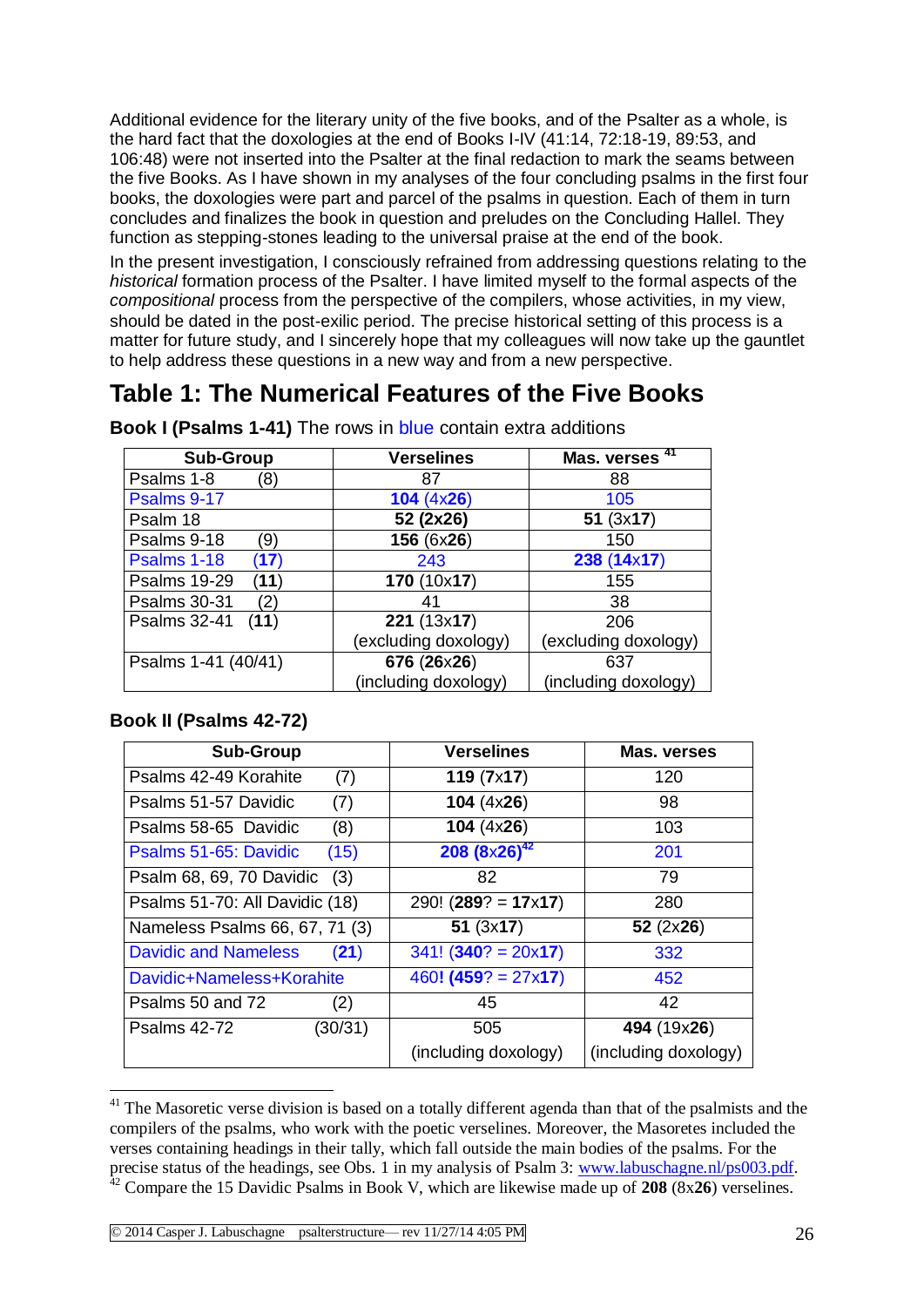Additional evidence for the literary unity of the five books, and of the Psalter as a whole, is the hard fact that the doxologies at the end of Books I-IV (41:14, 72:18-19, 89:53, and 106:48) were not inserted into the Psalter at the final redaction to mark the seams between the five Books. As I have shown in my analyses of the four concluding psalms in the first four books, the doxologies were part and parcel of the psalms in question. Each of them in turn concludes and finalizes the book in question and preludes on the Concluding Hallel. They function as stepping-stones leading to the universal praise at the end of the book.

In the present investigation, I consciously refrained from addressing questions relating to the *historical* formation process of the Psalter. I have limited myself to the formal aspects of the *compositional* process from the perspective of the compilers, whose activities, in my view, should be dated in the post-exilic period. The precise historical setting of this process is a matter for future study, and I sincerely hope that my colleagues will now take up the gauntlet to help address these questions in a new way and from a new perspective.

# Table 1: The Numerical Features of the Five Books

**Book I (Psalms 1-41)** The rows in blue contain extra additions

| Sub-Group | Verselines | Mas. verses [41] |
|---|---|---|
| Psalms 1-8 (8) | 87 | 88 |
| Psalms 9-17 | **104** (4x**26**) | 105 |
| Psalm 18 | **52 (2x26)** | **51** (3x**17**) |
| Psalms 9-18 (9) | **156** (6x**26**) | 150 |
| Psalms 1-18 (**17**) | 243 | **238** (**14**x**17**) |
| Psalms 19-29 (**11**) | **170** (10x**17**) | 155 |
| Psalms 30-31 (2) | 41 | 38 |
| Psalms 32-41 (**11**) | **221** (13x**17**) (excluding doxology) | 206 (excluding doxology) |
| Psalms 1-41 (40/41) | **676** (**26**x**26**) (including doxology) | 637 (including doxology) |

**Book II (Psalms 42-72)**

| Sub-Group | Verselines | Mas. verses |
|---|---|---|
| Psalms 42-49 Korahite (7) | **119** (7x**17**) | 120 |
| Psalms 51-57 Davidic (7) | **104** (4x**26**) | 98 |
| Psalms 58-65 Davidic (8) | **104** (4x**26**) | 103 |
| Psalms 51-65: Davidic (15) | **208** **(8x26)**[42] | 201 |
| Psalm 68, 69, 70 Davidic (3) | 82 | 79 |
| Psalms 51-70: All Davidic (18) | 290! (**289**? = **17**x**17**) | 280 |
| Nameless Psalms 66, 67, 71 (3) | **51** (3x**17**) | **52** (2x**26**) |
| Davidic and Nameless (**21**) | 341! (**340**? = 20x**17**) | 332 |
| Davidic+Nameless+Korahite | 460**!** (**459**? = 27x**17**) | 452 |
| Psalms 50 and 72 (2) | 45 | 42 |
| Psalms 42-72 (30/31) | 505 (including doxology) | **494** (19x**26**) (including doxology) |

[41] The Masoretic verse division is based on a totally different agenda than that of the psalmists and the compilers of the psalms, who work with the poetic verselines. Moreover, the Masoretes included the verses containing headings in their tally, which fall outside the main bodies of the psalms. For the precise status of the headings, see Obs. 1 in my analysis of Psalm 3: www.labuschagne.nl/ps003.pdf.

[42] Compare the 15 Davidic Psalms in Book V, which are likewise made up of **208** (8x**26**) verselines.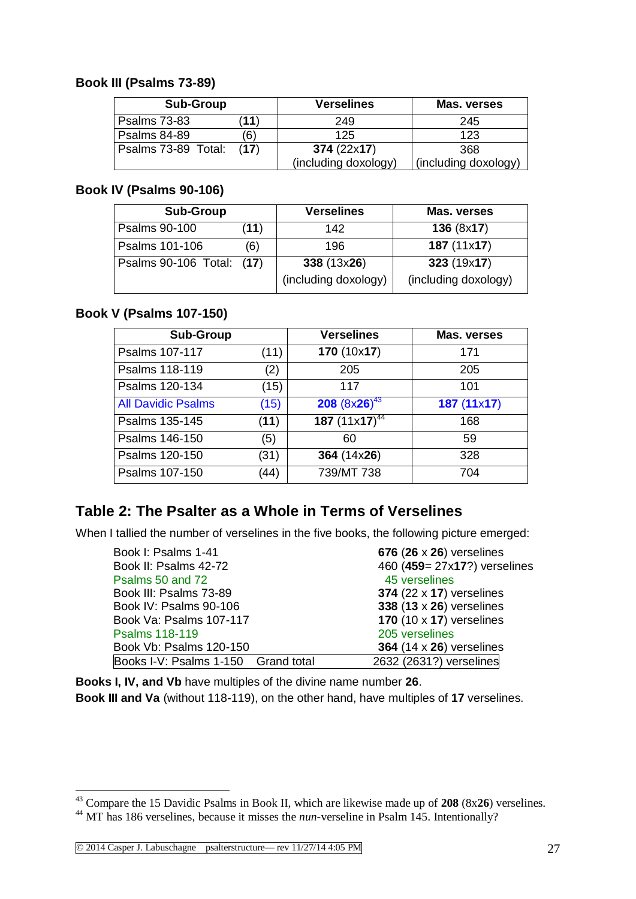### Book III (Psalms 73-89)

| Sub-Group | | Verselines | Mas. verses |
|---|---|---|---|
| Psalms 73-83 | (**11**) | 249 | 245 |
| Psalms 84-89 | (6) | 125 | 123 |
| Psalms 73-89 Total: | (**17**) | **374** (22x**17**) (including doxology) | 368 (including doxology) |

### Book IV (Psalms 90-106)

| Sub-Group | | Verselines | Mas. verses |
|---|---|---|---|
| Psalms 90-100 | (**11**) | 142 | **136** (8x**17**) |
| Psalms 101-106 | (6) | 196 | **187** (11x**17**) |
| Psalms 90-106 Total: | (**17**) | **338** (13x**26**) (including doxology) | **323** (19x**17**) (including doxology) |

### Book V (Psalms 107-150)

| Sub-Group | | Verselines | Mas. verses |
|---|---|---|---|
| Psalms 107-117 | (11) | **170** (10x**17**) | 171 |
| Psalms 118-119 | (2) | 205 | 205 |
| Psalms 120-134 | (15) | 117 | 101 |
| All Davidic Psalms | (15) | **208** (8x**26**)[43] | **187** (**11**x**17**) |
| Psalms 135-145 | (**11**) | **187** (11x**17**)[44] | 168 |
| Psalms 146-150 | (5) | 60 | 59 |
| Psalms 120-150 | (31) | **364** (14x**26**) | 328 |
| Psalms 107-150 | (44) | 739/MT 738 | 704 |

## Table 2: The Psalter as a Whole in Terms of Verselines

When I tallied the number of verselines in the five books, the following picture emerged:

| | |
|---|---|
| Book I: Psalms 1-41 | **676** (**26** x **26**) verselines |
| Book II: Psalms 42-72 | 460 (**459**= 27x**17**?) verselines |
| Psalms 50 and 72 | 45 verselines |
| Book III: Psalms 73-89 | **374** (22 x **17**) verselines |
| Book IV: Psalms 90-106 | **338** (**13** x **26**) verselines |
| Book Va: Psalms 107-117 | **170** (10 x **17**) verselines |
| Psalms 118-119 | 205 verselines |
| Book Vb: Psalms 120-150 | **364** (14 x **26**) verselines |
| Books I-V: Psalms 1-150 Grand total | 2632 (2631?) verselines |

**Books I, IV, and Vb** have multiples of the divine name number **26**.
**Book III and Va** (without 118-119), on the other hand, have multiples of **17** verselines.

[43] Compare the 15 Davidic Psalms in Book II, which are likewise made up of **208** (8x**26**) verselines.

[44] MT has 186 verselines, because it misses the *nun*-verseline in Psalm 145. Intentionally?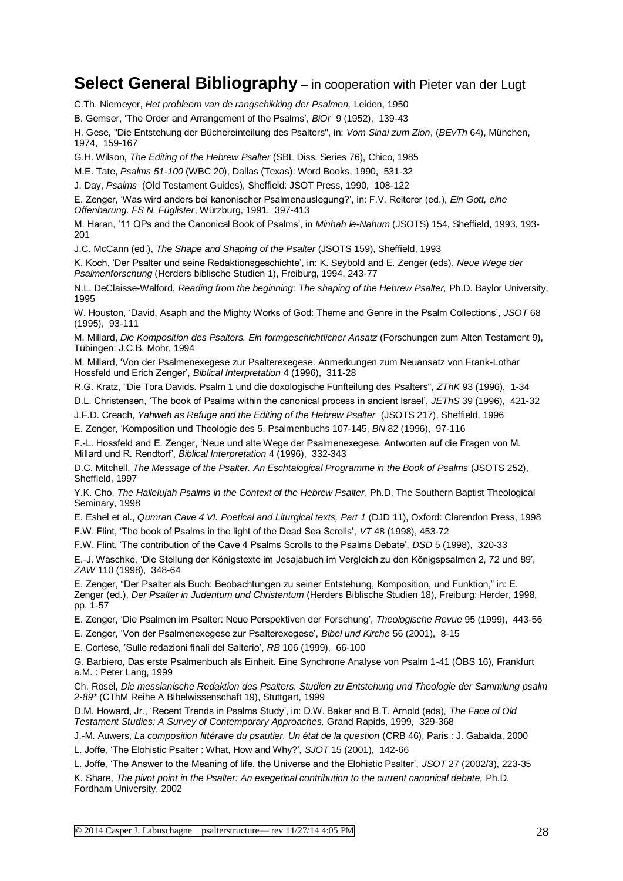## **Select General Bibliography** – in cooperation with Pieter van der Lugt

C.Th. Niemeyer, *Het probleem van de rangschikking der Psalmen,* Leiden, 1950

B. Gemser, 'The Order and Arrangement of the Psalms', *BiOr* 9 (1952), 139-43

H. Gese, "Die Entstehung der Büchereinteilung des Psalters", in: *Vom Sinai zum Zion*, (*BEvTh* 64), München, 1974, 159-167

G.H. Wilson, *The Editing of the Hebrew Psalter* (SBL Diss. Series 76), Chico, 1985

M.E. Tate, *Psalms 51-100* (WBC 20), Dallas (Texas): Word Books, 1990, 531-32

J. Day, *Psalms* (Old Testament Guides), Sheffield: JSOT Press, 1990, 108-122

E. Zenger, 'Was wird anders bei kanonischer Psalmenauslegung?', in: F.V. Reiterer (ed.), *Ein Gott, eine Offenbarung. FS N. Füglister*, Würzburg, 1991, 397-413

M. Haran, '11 QPs and the Canonical Book of Psalms', in *Minhah le-Nahum* (JSOTS) 154, Sheffield, 1993, 193-201

J.C. McCann (ed.), *The Shape and Shaping of the Psalter* (JSOTS 159), Sheffield, 1993

K. Koch, 'Der Psalter und seine Redaktionsgeschichte', in: K. Seybold and E. Zenger (eds), *Neue Wege der Psalmenforschung* (Herders biblische Studien 1), Freiburg, 1994, 243-77

N.L. DeClaisse-Walford, *Reading from the beginning: The shaping of the Hebrew Psalter,* Ph.D. Baylor University, 1995

W. Houston, 'David, Asaph and the Mighty Works of God: Theme and Genre in the Psalm Collections', *JSOT* 68 (1995), 93-111

M. Millard, *Die Komposition des Psalters. Ein formgeschichtlicher Ansatz* (Forschungen zum Alten Testament 9), Tübingen: J.C.B. Mohr, 1994

M. Millard, 'Von der Psalmenexegese zur Psalterexegese. Anmerkungen zum Neuansatz von Frank-Lothar Hossfeld und Erich Zenger', *Biblical Interpretation* 4 (1996), 311-28

R.G. Kratz, "Die Tora Davids. Psalm 1 und die doxologische Fünfteilung des Psalters", *ZThK* 93 (1996), 1-34

D.L. Christensen, 'The book of Psalms within the canonical process in ancient Israel', *JEThS* 39 (1996), 421-32

J.F.D. Creach, *Yahweh as Refuge and the Editing of the Hebrew Psalter* (JSOTS 217), Sheffield, 1996

E. Zenger, 'Komposition und Theologie des 5. Psalmenbuchs 107-145, *BN* 82 (1996), 97-116

F.-L. Hossfeld and E. Zenger, 'Neue und alte Wege der Psalmenexegese. Antworten auf die Fragen von M. Millard und R. Rendtorf', *Biblical Interpretation* 4 (1996), 332-343

D.C. Mitchell, *The Message of the Psalter. An Eschtalogical Programme in the Book of Psalms* (JSOTS 252), Sheffield, 1997

Y.K. Cho, *The Hallelujah Psalms in the Context of the Hebrew Psalter*, Ph.D. The Southern Baptist Theological Seminary, 1998

E. Eshel et al., *Qumran Cave 4 VI. Poetical and Liturgical texts, Part 1* (DJD 11), Oxford: Clarendon Press, 1998

F.W. Flint, 'The book of Psalms in the light of the Dead Sea Scrolls', *VT* 48 (1998), 453-72

F.W. Flint, 'The contribution of the Cave 4 Psalms Scrolls to the Psalms Debate', *DSD* 5 (1998), 320-33

E.-J. Waschke, 'Die Stellung der Königstexte im Jesajabuch im Vergleich zu den Königspsalmen 2, 72 und 89', *ZAW* 110 (1998), 348-64

E. Zenger, "Der Psalter als Buch: Beobachtungen zu seiner Entstehung, Komposition, und Funktion," in: E. Zenger (ed.), *Der Psalter in Judentum und Christentum* (Herders Biblische Studien 18), Freiburg: Herder, 1998, pp. 1-57

E. Zenger, 'Die Psalmen im Psalter: Neue Perspektiven der Forschung', *Theologische Revue* 95 (1999), 443-56

E. Zenger, 'Von der Psalmenexegese zur Psalterexegese', *Bibel und Kirche* 56 (2001), 8-15

E. Cortese, 'Sulle redazioni finali del Salterio', *RB* 106 (1999), 66-100

G. Barbiero, Das erste Psalmenbuch als Einheit. Eine Synchrone Analyse von Psalm 1-41 (ÖBS 16), Frankfurt a.M. : Peter Lang, 1999

Ch. Rösel, *Die messianische Redaktion des Psalters. Studien zu Entstehung und Theologie der Sammlung psalm 2-89\** (CThM Reihe A Bibelwissenschaft 19), Stuttgart, 1999

D.M. Howard, Jr., 'Recent Trends in Psalms Study', in: D.W. Baker and B.T. Arnold (eds), *The Face of Old Testament Studies: A Survey of Contemporary Approaches,* Grand Rapids, 1999, 329-368

J.-M. Auwers, *La composition littéraire du psautier. Un état de la question* (CRB 46), Paris : J. Gabalda, 2000

L. Joffe, 'The Elohistic Psalter : What, How and Why?', *SJOT* 15 (2001), 142-66

L. Joffe, 'The Answer to the Meaning of life, the Universe and the Elohistic Psalter', *JSOT* 27 (2002/3), 223-35

K. Share, *The pivot point in the Psalter: An exegetical contribution to the current canonical debate,* Ph.D. Fordham University, 2002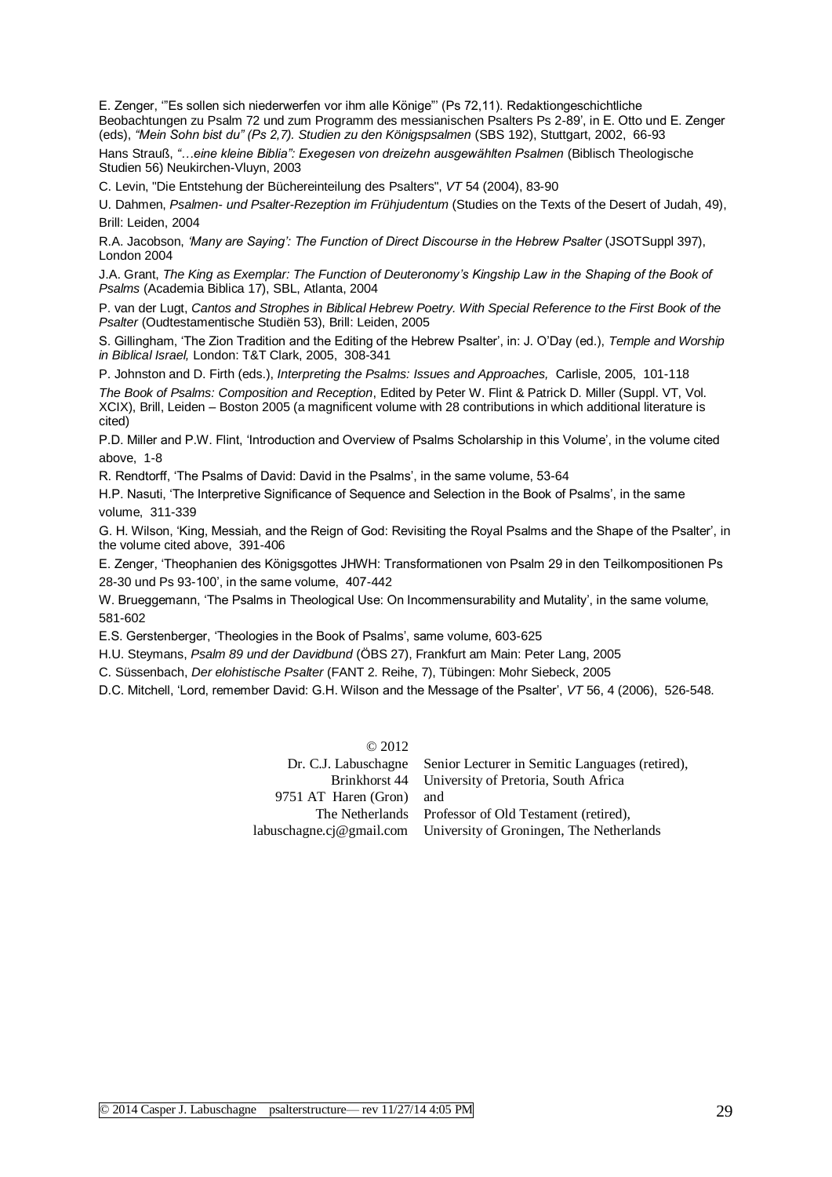E. Zenger, '"Es sollen sich niederwerfen vor ihm alle Könige"' (Ps 72,11). Redaktiongeschichtliche Beobachtungen zu Psalm 72 und zum Programm des messianischen Psalters Ps 2-89', in E. Otto und E. Zenger (eds), *"Mein Sohn bist du" (Ps 2,7). Studien zu den Königspsalmen* (SBS 192), Stuttgart, 2002, 66-93

Hans Strauß, *"…eine kleine Biblia": Exegesen von dreizehn ausgewählten Psalmen* (Biblisch Theologische Studien 56) Neukirchen-Vluyn, 2003

C. Levin, "Die Entstehung der Büchereinteilung des Psalters", *VT* 54 (2004), 83-90

U. Dahmen, *Psalmen- und Psalter-Rezeption im Frühjudentum* (Studies on the Texts of the Desert of Judah, 49), Brill: Leiden, 2004

R.A. Jacobson, *'Many are Saying': The Function of Direct Discourse in the Hebrew Psalter* (JSOTSuppl 397), London 2004

J.A. Grant, *The King as Exemplar: The Function of Deuteronomy's Kingship Law in the Shaping of the Book of Psalms* (Academia Biblica 17), SBL, Atlanta, 2004

P. van der Lugt, *Cantos and Strophes in Biblical Hebrew Poetry. With Special Reference to the First Book of the Psalter* (Oudtestamentische Studiën 53), Brill: Leiden, 2005

S. Gillingham, 'The Zion Tradition and the Editing of the Hebrew Psalter', in: J. O'Day (ed.), *Temple and Worship in Biblical Israel,* London: T&T Clark, 2005, 308-341

P. Johnston and D. Firth (eds.), *Interpreting the Psalms: Issues and Approaches,* Carlisle, 2005, 101-118

*The Book of Psalms: Composition and Reception*, Edited by Peter W. Flint & Patrick D. Miller (Suppl. VT, Vol. XCIX), Brill, Leiden – Boston 2005 (a magnificent volume with 28 contributions in which additional literature is cited)

P.D. Miller and P.W. Flint, 'Introduction and Overview of Psalms Scholarship in this Volume', in the volume cited above, 1-8

R. Rendtorff, 'The Psalms of David: David in the Psalms', in the same volume, 53-64

H.P. Nasuti, 'The Interpretive Significance of Sequence and Selection in the Book of Psalms', in the same volume, 311-339

G. H. Wilson, 'King, Messiah, and the Reign of God: Revisiting the Royal Psalms and the Shape of the Psalter', in the volume cited above, 391-406

E. Zenger, 'Theophanien des Königsgottes JHWH: Transformationen von Psalm 29 in den Teilkompositionen Ps 28-30 und Ps 93-100', in the same volume, 407-442

W. Brueggemann, 'The Psalms in Theological Use: On Incommensurability and Mutality', in the same volume, 581-602

E.S. Gerstenberger, 'Theologies in the Book of Psalms', same volume, 603-625

H.U. Steymans, *Psalm 89 und der Davidbund* (ÖBS 27), Frankfurt am Main: Peter Lang, 2005

C. Süssenbach, *Der elohistische Psalter* (FANT 2. Reihe, 7), Tübingen: Mohr Siebeck, 2005

D.C. Mitchell, 'Lord, remember David: G.H. Wilson and the Message of the Psalter', *VT* 56, 4 (2006), 526-548.

© 2012

Dr. C.J. Labuschagne
Brinkhorst 44
9751 AT Haren (Gron)
The Netherlands
labuschagne.cj@gmail.com

Senior Lecturer in Semitic Languages (retired),
University of Pretoria, South Africa
and
Professor of Old Testament (retired),
University of Groningen, The Netherlands